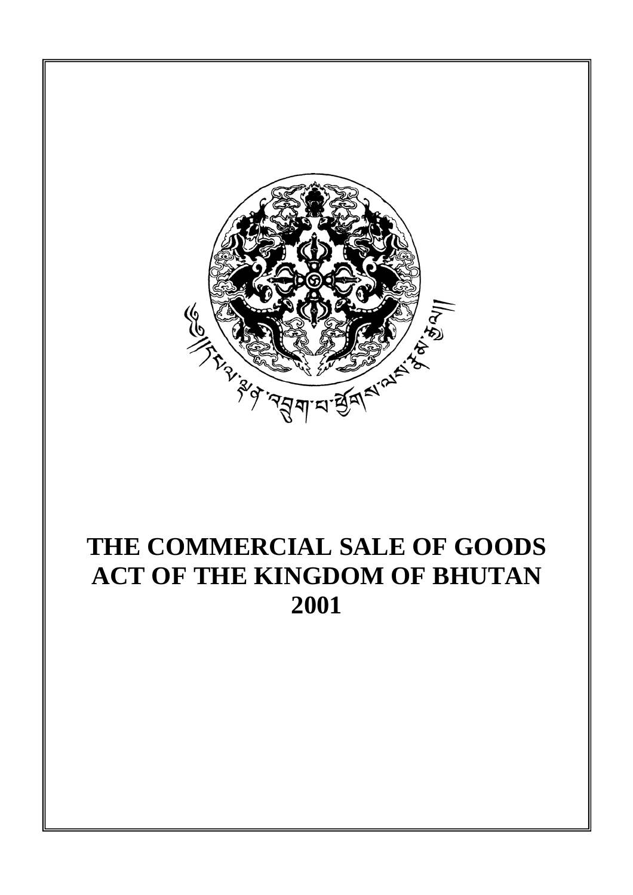# THE COMMERCIAL SALE OF GOODS ACT OF THE KINGDOM OF BHUTAN 2001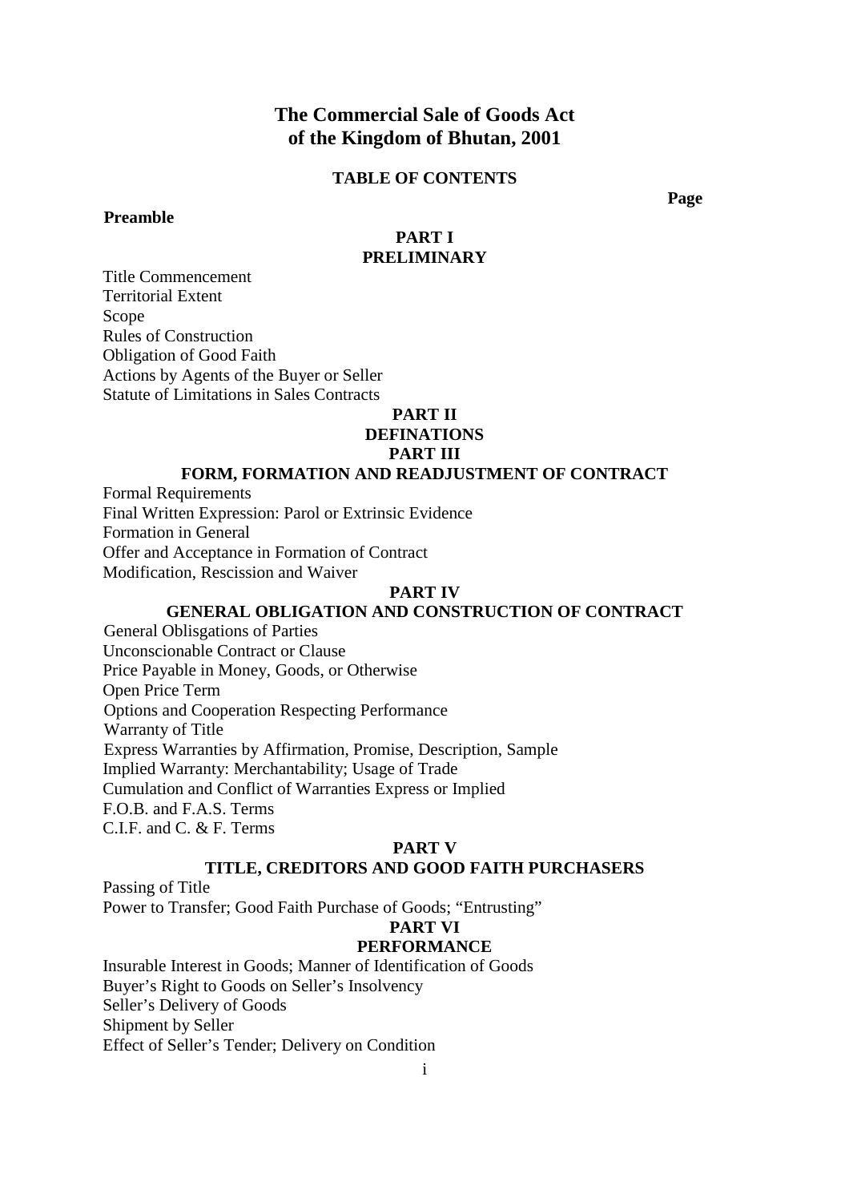# The Commercial Sale of Goods Act of the Kingdom of Bhutan, 2001

## TABLE OF CONTENTS

**Page**

**Preamble**

### PART I
### PRELIMINARY

Title Commencement
Territorial Extent
Scope
Rules of Construction
Obligation of Good Faith
Actions by Agents of the Buyer or Seller
Statute of Limitations in Sales Contracts

### PART II
### DEFINATIONS

### PART III
### FORM, FORMATION AND READJUSTMENT OF CONTRACT

Formal Requirements
Final Written Expression: Parol or Extrinsic Evidence
Formation in General
Offer and Acceptance in Formation of Contract
Modification, Rescission and Waiver

### PART IV
### GENERAL OBLIGATION AND CONSTRUCTION OF CONTRACT

General Oblisgations of Parties
Unconscionable Contract or Clause
Price Payable in Money, Goods, or Otherwise
Open Price Term
Options and Cooperation Respecting Performance
Warranty of Title
Express Warranties by Affirmation, Promise, Description, Sample
Implied Warranty: Merchantability; Usage of Trade
Cumulation and Conflict of Warranties Express or Implied
F.O.B. and F.A.S. Terms
C.I.F. and C. & F. Terms

### PART V
### TITLE, CREDITORS AND GOOD FAITH PURCHASERS

Passing of Title
Power to Transfer; Good Faith Purchase of Goods; "Entrusting"

### PART VI
### PERFORMANCE

Insurable Interest in Goods; Manner of Identification of Goods
Buyer's Right to Goods on Seller's Insolvency
Seller's Delivery of Goods
Shipment by Seller
Effect of Seller's Tender; Delivery on Condition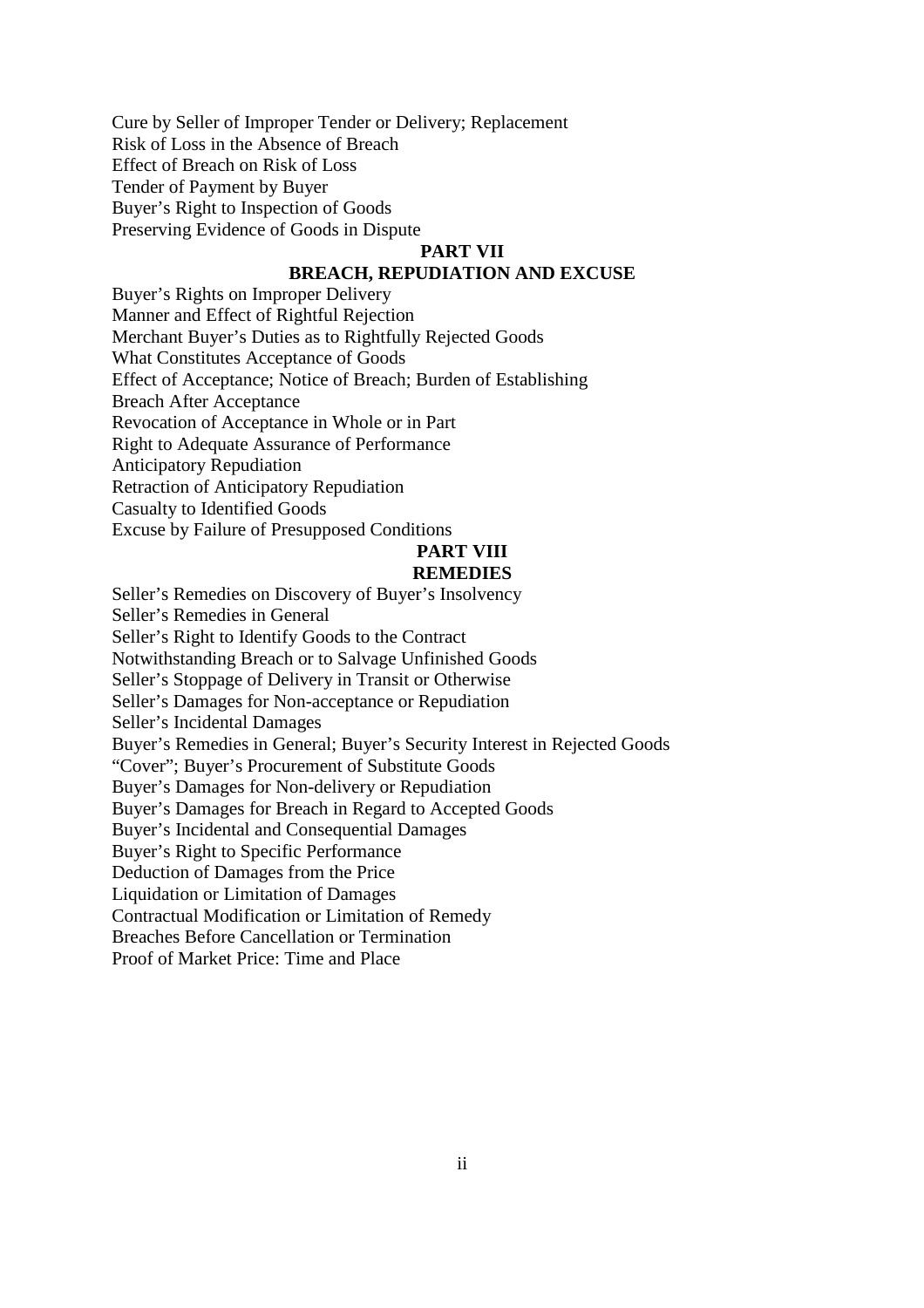Cure by Seller of Improper Tender or Delivery; Replacement
Risk of Loss in the Absence of Breach
Effect of Breach on Risk of Loss
Tender of Payment by Buyer
Buyer's Right to Inspection of Goods
Preserving Evidence of Goods in Dispute

## PART VII
## BREACH, REPUDIATION AND EXCUSE

Buyer's Rights on Improper Delivery
Manner and Effect of Rightful Rejection
Merchant Buyer's Duties as to Rightfully Rejected Goods
What Constitutes Acceptance of Goods
Effect of Acceptance; Notice of Breach; Burden of Establishing
Breach After Acceptance
Revocation of Acceptance in Whole or in Part
Right to Adequate Assurance of Performance
Anticipatory Repudiation
Retraction of Anticipatory Repudiation
Casualty to Identified Goods
Excuse by Failure of Presupposed Conditions

## PART VIII
## REMEDIES

Seller's Remedies on Discovery of Buyer's Insolvency
Seller's Remedies in General
Seller's Right to Identify Goods to the Contract
Notwithstanding Breach or to Salvage Unfinished Goods
Seller's Stoppage of Delivery in Transit or Otherwise
Seller's Damages for Non-acceptance or Repudiation
Seller's Incidental Damages
Buyer's Remedies in General; Buyer's Security Interest in Rejected Goods
"Cover"; Buyer's Procurement of Substitute Goods
Buyer's Damages for Non-delivery or Repudiation
Buyer's Damages for Breach in Regard to Accepted Goods
Buyer's Incidental and Consequential Damages
Buyer's Right to Specific Performance
Deduction of Damages from the Price
Liquidation or Limitation of Damages
Contractual Modification or Limitation of Remedy
Breaches Before Cancellation or Termination
Proof of Market Price: Time and Place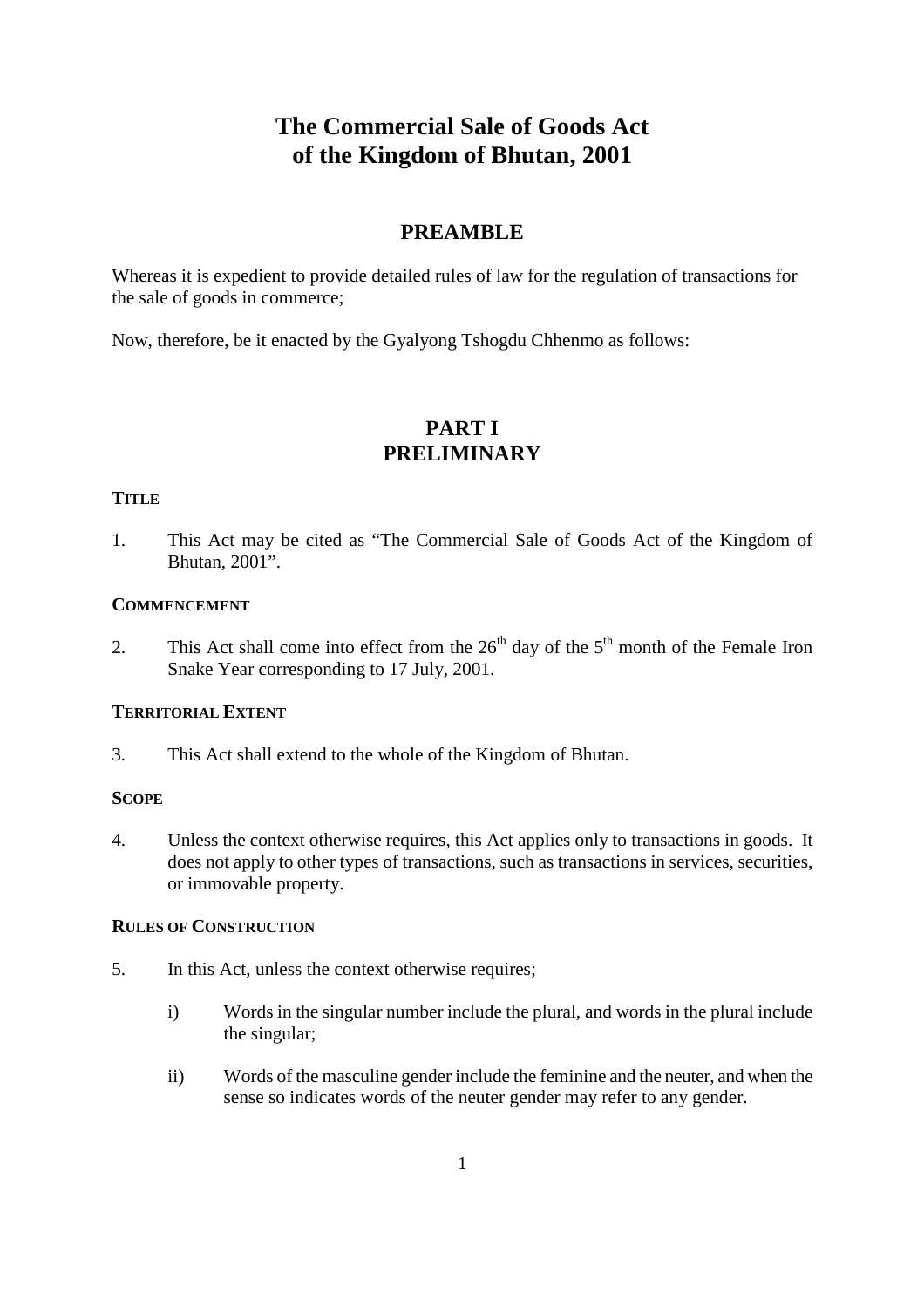# The Commercial Sale of Goods Act of the Kingdom of Bhutan, 2001

## PREAMBLE

Whereas it is expedient to provide detailed rules of law for the regulation of transactions for the sale of goods in commerce;

Now, therefore, be it enacted by the Gyalyong Tshogdu Chhenmo as follows:

## PART I PRELIMINARY

### TITLE

1. This Act may be cited as "The Commercial Sale of Goods Act of the Kingdom of Bhutan, 2001".

### COMMENCEMENT

2. This Act shall come into effect from the 26th day of the 5th month of the Female Iron Snake Year corresponding to 17 July, 2001.

### TERRITORIAL EXTENT

3. This Act shall extend to the whole of the Kingdom of Bhutan.

### SCOPE

4. Unless the context otherwise requires, this Act applies only to transactions in goods. It does not apply to other types of transactions, such as transactions in services, securities, or immovable property.

### RULES OF CONSTRUCTION

5. In this Act, unless the context otherwise requires;

   i) Words in the singular number include the plural, and words in the plural include the singular;

   ii) Words of the masculine gender include the feminine and the neuter, and when the sense so indicates words of the neuter gender may refer to any gender.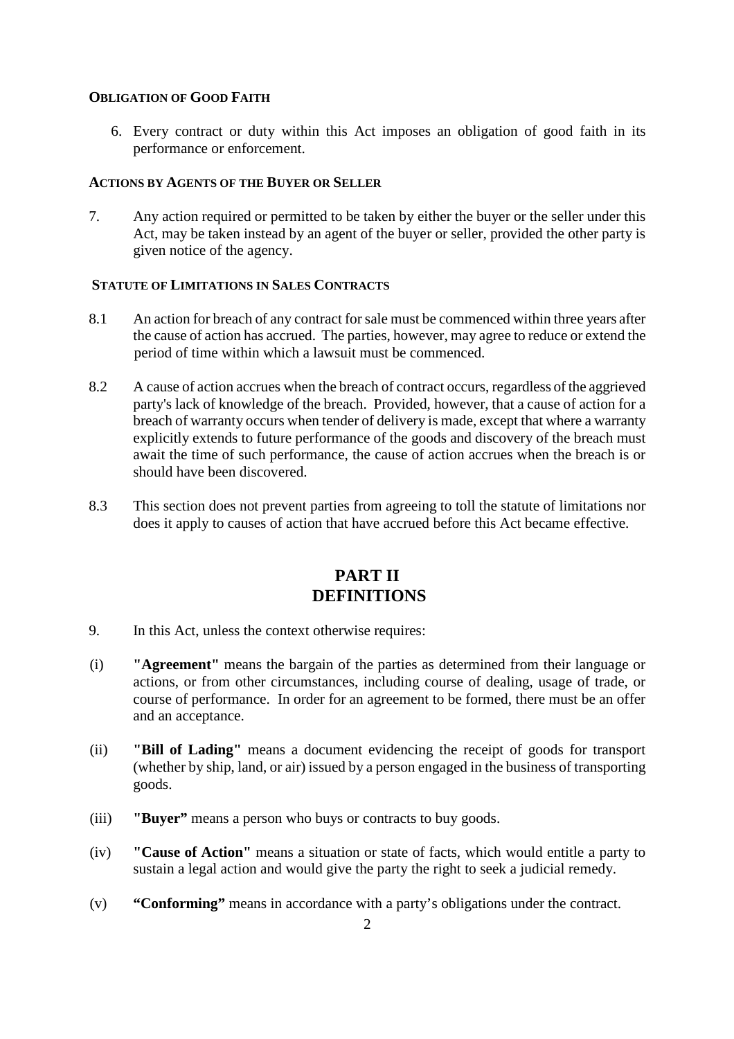### OBLIGATION OF GOOD FAITH

6. Every contract or duty within this Act imposes an obligation of good faith in its performance or enforcement.

### ACTIONS BY AGENTS OF THE BUYER OR SELLER

7. Any action required or permitted to be taken by either the buyer or the seller under this Act, may be taken instead by an agent of the buyer or seller, provided the other party is given notice of the agency.

### STATUTE OF LIMITATIONS IN SALES CONTRACTS

8.1 An action for breach of any contract for sale must be commenced within three years after the cause of action has accrued. The parties, however, may agree to reduce or extend the period of time within which a lawsuit must be commenced.

8.2 A cause of action accrues when the breach of contract occurs, regardless of the aggrieved party's lack of knowledge of the breach. Provided, however, that a cause of action for a breach of warranty occurs when tender of delivery is made, except that where a warranty explicitly extends to future performance of the goods and discovery of the breach must await the time of such performance, the cause of action accrues when the breach is or should have been discovered.

8.3 This section does not prevent parties from agreeing to toll the statute of limitations nor does it apply to causes of action that have accrued before this Act became effective.

# PART II
# DEFINITIONS

9. In this Act, unless the context otherwise requires:

(i) **"Agreement"** means the bargain of the parties as determined from their language or actions, or from other circumstances, including course of dealing, usage of trade, or course of performance. In order for an agreement to be formed, there must be an offer and an acceptance.

(ii) **"Bill of Lading"** means a document evidencing the receipt of goods for transport (whether by ship, land, or air) issued by a person engaged in the business of transporting goods.

(iii) **"Buyer"** means a person who buys or contracts to buy goods.

(iv) **"Cause of Action"** means a situation or state of facts, which would entitle a party to sustain a legal action and would give the party the right to seek a judicial remedy.

(v) **"Conforming"** means in accordance with a party's obligations under the contract.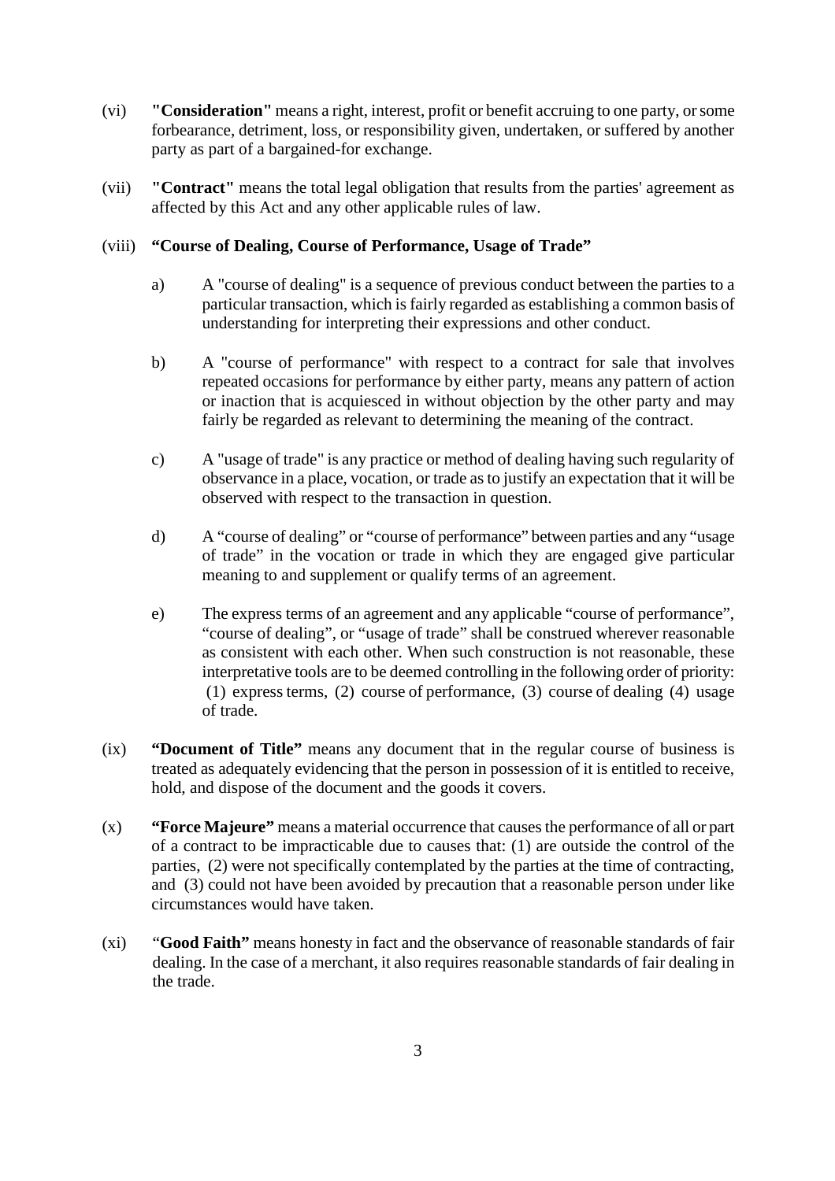(vi) **"Consideration"** means a right, interest, profit or benefit accruing to one party, or some forbearance, detriment, loss, or responsibility given, undertaken, or suffered by another party as part of a bargained-for exchange.

(vii) **"Contract"** means the total legal obligation that results from the parties' agreement as affected by this Act and any other applicable rules of law.

(viii) **"Course of Dealing, Course of Performance, Usage of Trade"**

a) A "course of dealing" is a sequence of previous conduct between the parties to a particular transaction, which is fairly regarded as establishing a common basis of understanding for interpreting their expressions and other conduct.

b) A "course of performance" with respect to a contract for sale that involves repeated occasions for performance by either party, means any pattern of action or inaction that is acquiesced in without objection by the other party and may fairly be regarded as relevant to determining the meaning of the contract.

c) A "usage of trade" is any practice or method of dealing having such regularity of observance in a place, vocation, or trade as to justify an expectation that it will be observed with respect to the transaction in question.

d) A "course of dealing" or "course of performance" between parties and any "usage of trade" in the vocation or trade in which they are engaged give particular meaning to and supplement or qualify terms of an agreement.

e) The express terms of an agreement and any applicable "course of performance", "course of dealing", or "usage of trade" shall be construed wherever reasonable as consistent with each other. When such construction is not reasonable, these interpretative tools are to be deemed controlling in the following order of priority: (1) express terms, (2) course of performance, (3) course of dealing (4) usage of trade.

(ix) **"Document of Title"** means any document that in the regular course of business is treated as adequately evidencing that the person in possession of it is entitled to receive, hold, and dispose of the document and the goods it covers.

(x) **"Force Majeure"** means a material occurrence that causes the performance of all or part of a contract to be impracticable due to causes that: (1) are outside the control of the parties, (2) were not specifically contemplated by the parties at the time of contracting, and (3) could not have been avoided by precaution that a reasonable person under like circumstances would have taken.

(xi) **"Good Faith"** means honesty in fact and the observance of reasonable standards of fair dealing. In the case of a merchant, it also requires reasonable standards of fair dealing in the trade.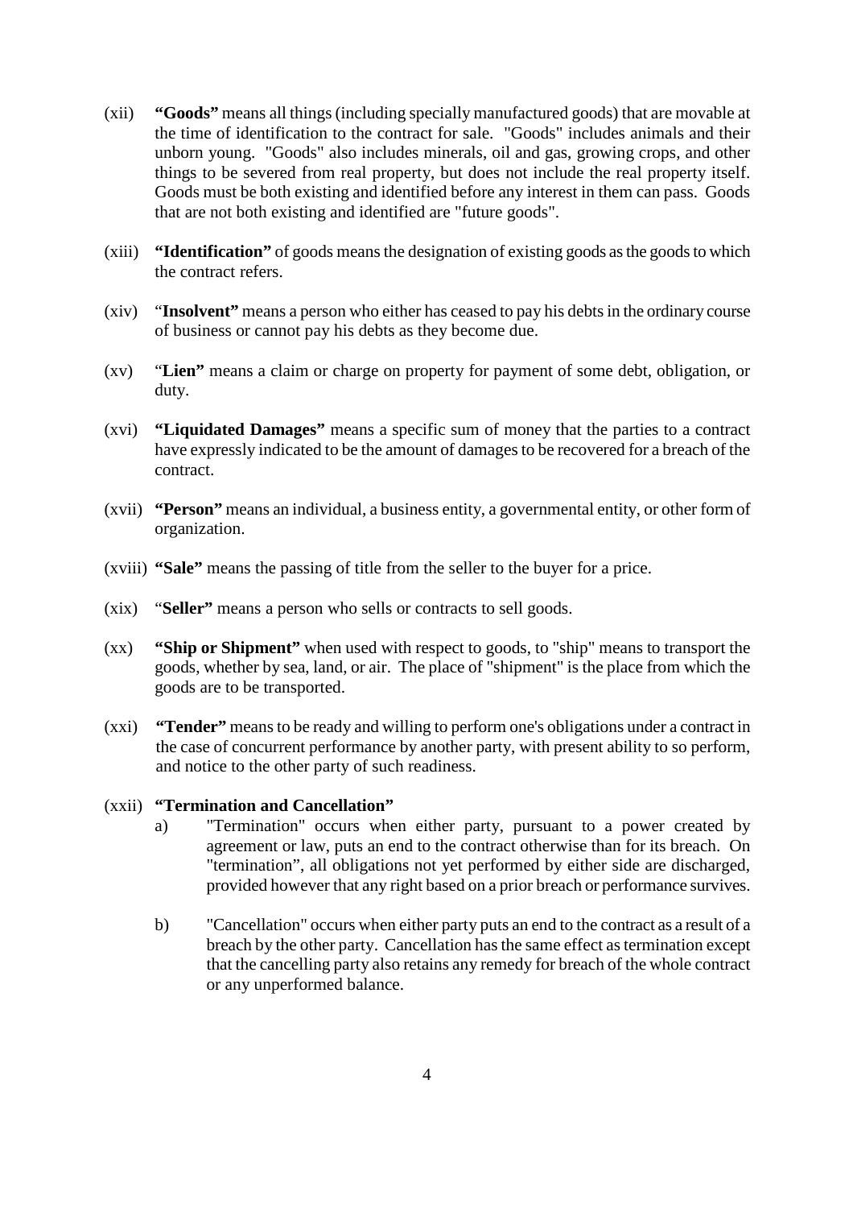(xii) **"Goods"** means all things (including specially manufactured goods) that are movable at the time of identification to the contract for sale. "Goods" includes animals and their unborn young. "Goods" also includes minerals, oil and gas, growing crops, and other things to be severed from real property, but does not include the real property itself. Goods must be both existing and identified before any interest in them can pass. Goods that are not both existing and identified are "future goods".

(xiii) **"Identification"** of goods means the designation of existing goods as the goods to which the contract refers.

(xiv) "**Insolvent"** means a person who either has ceased to pay his debts in the ordinary course of business or cannot pay his debts as they become due.

(xv) "**Lien"** means a claim or charge on property for payment of some debt, obligation, or duty.

(xvi) **"Liquidated Damages"** means a specific sum of money that the parties to a contract have expressly indicated to be the amount of damages to be recovered for a breach of the contract.

(xvii) **"Person"** means an individual, a business entity, a governmental entity, or other form of organization.

(xviii) **"Sale"** means the passing of title from the seller to the buyer for a price.

(xix) "**Seller"** means a person who sells or contracts to sell goods.

(xx) **"Ship or Shipment"** when used with respect to goods, to "ship" means to transport the goods, whether by sea, land, or air. The place of "shipment" is the place from which the goods are to be transported.

(xxi) **"Tender"** means to be ready and willing to perform one's obligations under a contract in the case of concurrent performance by another party, with present ability to so perform, and notice to the other party of such readiness.

(xxii) **"Termination and Cancellation"**

a) "Termination" occurs when either party, pursuant to a power created by agreement or law, puts an end to the contract otherwise than for its breach. On "termination", all obligations not yet performed by either side are discharged, provided however that any right based on a prior breach or performance survives.

b) "Cancellation" occurs when either party puts an end to the contract as a result of a breach by the other party. Cancellation has the same effect as termination except that the cancelling party also retains any remedy for breach of the whole contract or any unperformed balance.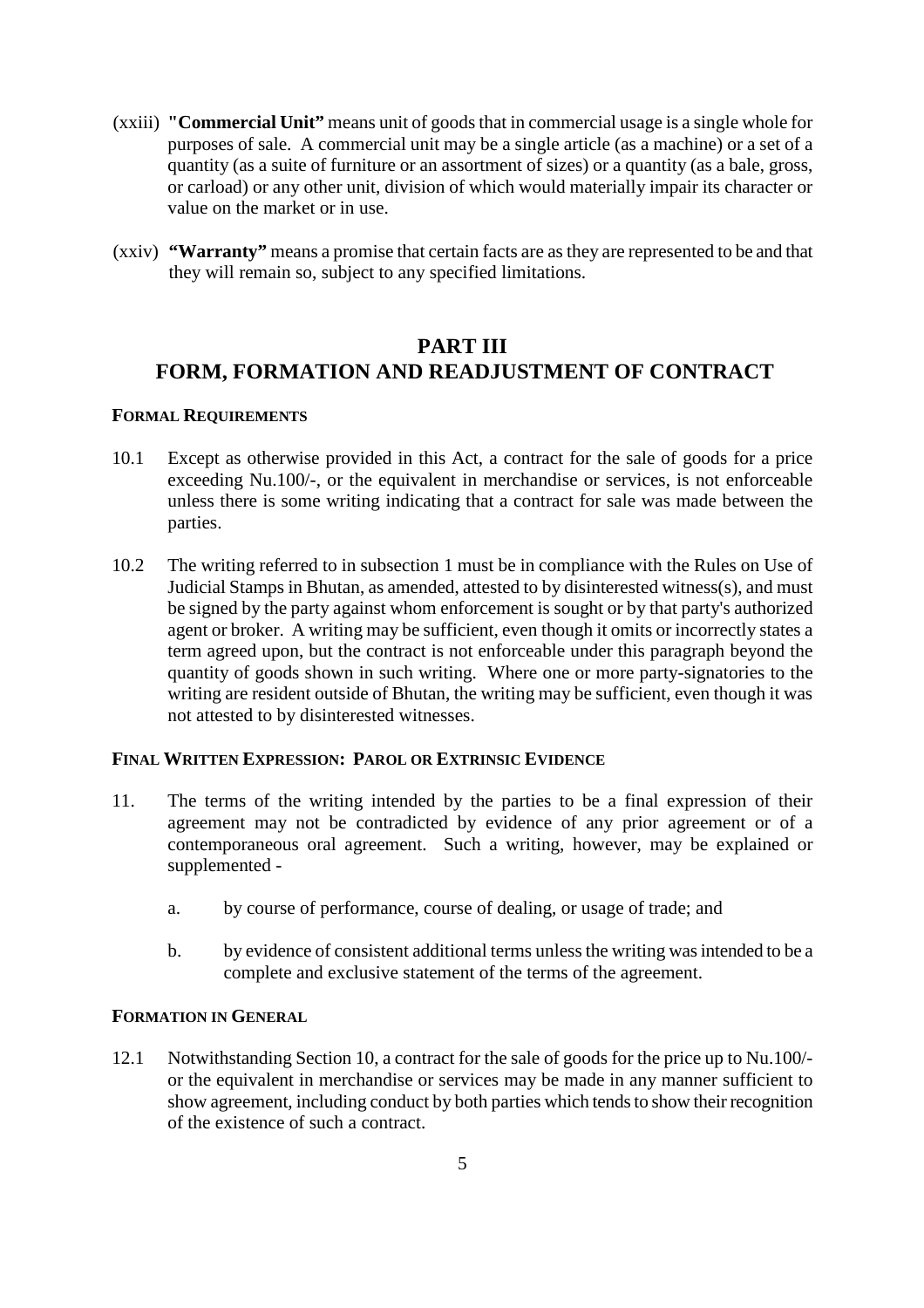(xxiii) **"Commercial Unit"** means unit of goods that in commercial usage is a single whole for purposes of sale. A commercial unit may be a single article (as a machine) or a set of a quantity (as a suite of furniture or an assortment of sizes) or a quantity (as a bale, gross, or carload) or any other unit, division of which would materially impair its character or value on the market or in use.

(xxiv) **"Warranty"** means a promise that certain facts are as they are represented to be and that they will remain so, subject to any specified limitations.

## PART III
## FORM, FORMATION AND READJUSTMENT OF CONTRACT

**FORMAL REQUIREMENTS**

10.1 Except as otherwise provided in this Act, a contract for the sale of goods for a price exceeding Nu.100/-, or the equivalent in merchandise or services, is not enforceable unless there is some writing indicating that a contract for sale was made between the parties.

10.2 The writing referred to in subsection 1 must be in compliance with the Rules on Use of Judicial Stamps in Bhutan, as amended, attested to by disinterested witness(s), and must be signed by the party against whom enforcement is sought or by that party's authorized agent or broker. A writing may be sufficient, even though it omits or incorrectly states a term agreed upon, but the contract is not enforceable under this paragraph beyond the quantity of goods shown in such writing. Where one or more party-signatories to the writing are resident outside of Bhutan, the writing may be sufficient, even though it was not attested to by disinterested witnesses.

**FINAL WRITTEN EXPRESSION: PAROL OR EXTRINSIC EVIDENCE**

11. The terms of the writing intended by the parties to be a final expression of their agreement may not be contradicted by evidence of any prior agreement or of a contemporaneous oral agreement. Such a writing, however, may be explained or supplemented -

   a. by course of performance, course of dealing, or usage of trade; and

   b. by evidence of consistent additional terms unless the writing was intended to be a complete and exclusive statement of the terms of the agreement.

**FORMATION IN GENERAL**

12.1 Notwithstanding Section 10, a contract for the sale of goods for the price up to Nu.100/- or the equivalent in merchandise or services may be made in any manner sufficient to show agreement, including conduct by both parties which tends to show their recognition of the existence of such a contract.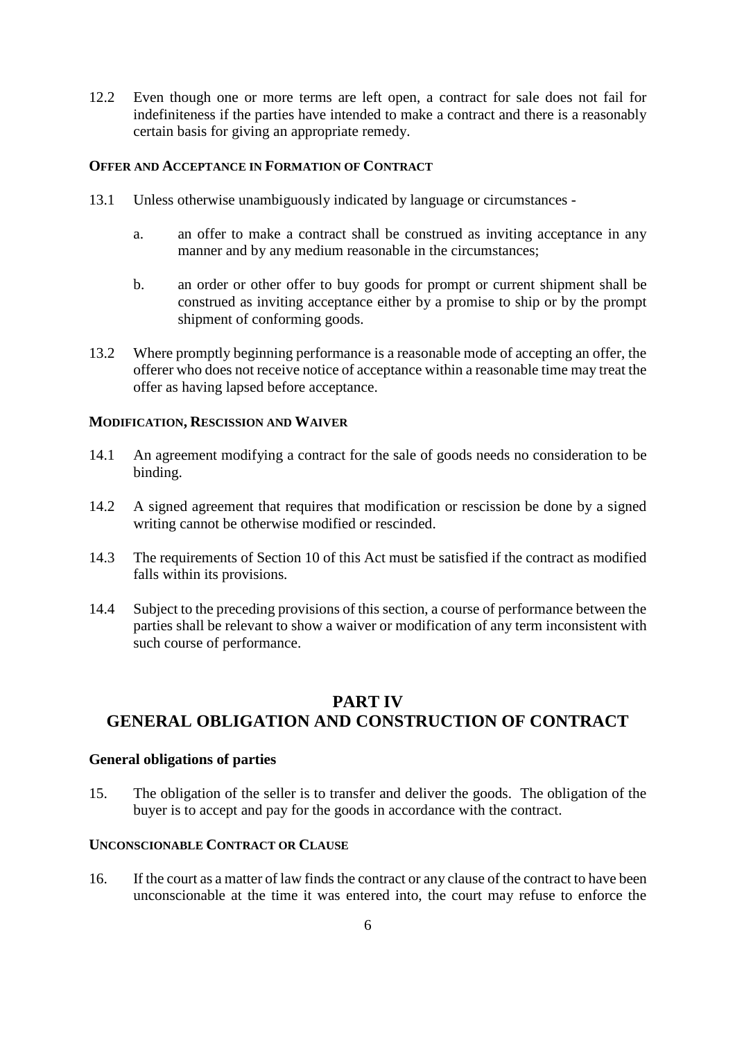12.2 Even though one or more terms are left open, a contract for sale does not fail for indefiniteness if the parties have intended to make a contract and there is a reasonably certain basis for giving an appropriate remedy.

**OFFER AND ACCEPTANCE IN FORMATION OF CONTRACT**

13.1 Unless otherwise unambiguously indicated by language or circumstances -

a. an offer to make a contract shall be construed as inviting acceptance in any manner and by any medium reasonable in the circumstances;

b. an order or other offer to buy goods for prompt or current shipment shall be construed as inviting acceptance either by a promise to ship or by the prompt shipment of conforming goods.

13.2 Where promptly beginning performance is a reasonable mode of accepting an offer, the offerer who does not receive notice of acceptance within a reasonable time may treat the offer as having lapsed before acceptance.

**MODIFICATION, RESCISSION AND WAIVER**

14.1 An agreement modifying a contract for the sale of goods needs no consideration to be binding.

14.2 A signed agreement that requires that modification or rescission be done by a signed writing cannot be otherwise modified or rescinded.

14.3 The requirements of Section 10 of this Act must be satisfied if the contract as modified falls within its provisions.

14.4 Subject to the preceding provisions of this section, a course of performance between the parties shall be relevant to show a waiver or modification of any term inconsistent with such course of performance.

## PART IV
## GENERAL OBLIGATION AND CONSTRUCTION OF CONTRACT

**General obligations of parties**

15. The obligation of the seller is to transfer and deliver the goods. The obligation of the buyer is to accept and pay for the goods in accordance with the contract.

**UNCONSCIONABLE CONTRACT OR CLAUSE**

16. If the court as a matter of law finds the contract or any clause of the contract to have been unconscionable at the time it was entered into, the court may refuse to enforce the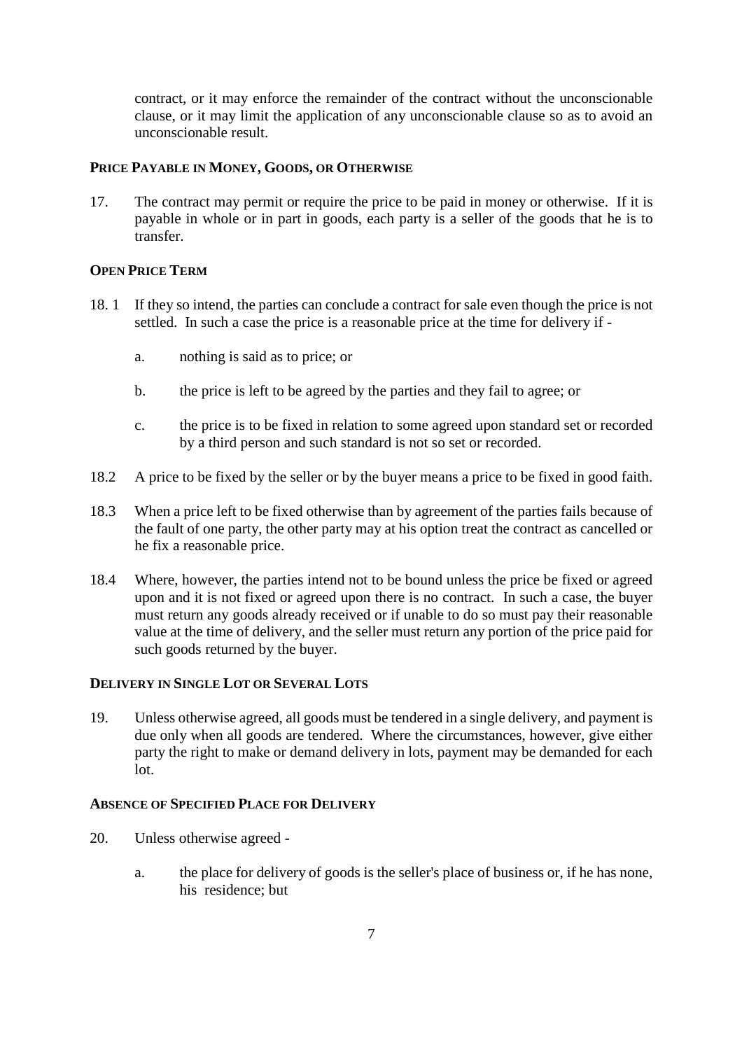contract, or it may enforce the remainder of the contract without the unconscionable clause, or it may limit the application of any unconscionable clause so as to avoid an unconscionable result.

**PRICE PAYABLE IN MONEY, GOODS, OR OTHERWISE**

17. The contract may permit or require the price to be paid in money or otherwise. If it is payable in whole or in part in goods, each party is a seller of the goods that he is to transfer.

**OPEN PRICE TERM**

18. 1 If they so intend, the parties can conclude a contract for sale even though the price is not settled. In such a case the price is a reasonable price at the time for delivery if -

   a. nothing is said as to price; or

   b. the price is left to be agreed by the parties and they fail to agree; or

   c. the price is to be fixed in relation to some agreed upon standard set or recorded by a third person and such standard is not so set or recorded.

18.2 A price to be fixed by the seller or by the buyer means a price to be fixed in good faith.

18.3 When a price left to be fixed otherwise than by agreement of the parties fails because of the fault of one party, the other party may at his option treat the contract as cancelled or he fix a reasonable price.

18.4 Where, however, the parties intend not to be bound unless the price be fixed or agreed upon and it is not fixed or agreed upon there is no contract. In such a case, the buyer must return any goods already received or if unable to do so must pay their reasonable value at the time of delivery, and the seller must return any portion of the price paid for such goods returned by the buyer.

**DELIVERY IN SINGLE LOT OR SEVERAL LOTS**

19. Unless otherwise agreed, all goods must be tendered in a single delivery, and payment is due only when all goods are tendered. Where the circumstances, however, give either party the right to make or demand delivery in lots, payment may be demanded for each lot.

**ABSENCE OF SPECIFIED PLACE FOR DELIVERY**

20. Unless otherwise agreed -

   a. the place for delivery of goods is the seller's place of business or, if he has none, his residence; but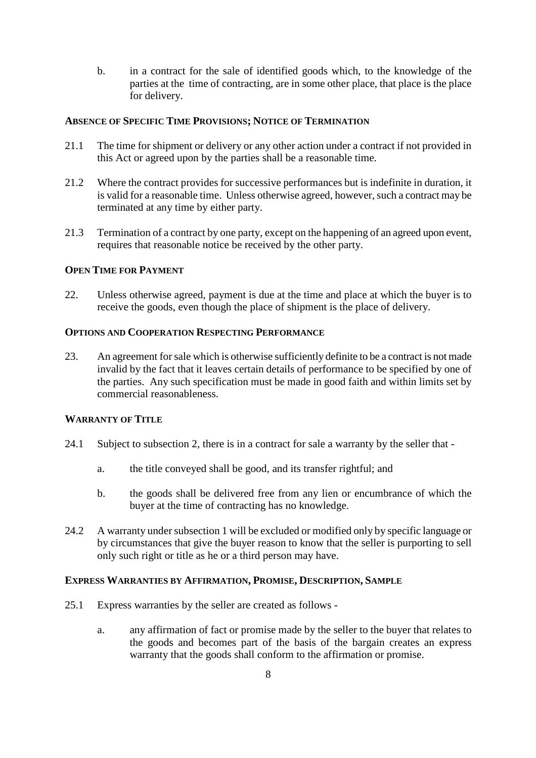b. in a contract for the sale of identified goods which, to the knowledge of the parties at the time of contracting, are in some other place, that place is the place for delivery.

**ABSENCE OF SPECIFIC TIME PROVISIONS; NOTICE OF TERMINATION**

21.1 The time for shipment or delivery or any other action under a contract if not provided in this Act or agreed upon by the parties shall be a reasonable time.

21.2 Where the contract provides for successive performances but is indefinite in duration, it is valid for a reasonable time. Unless otherwise agreed, however, such a contract may be terminated at any time by either party.

21.3 Termination of a contract by one party, except on the happening of an agreed upon event, requires that reasonable notice be received by the other party.

**OPEN TIME FOR PAYMENT**

22. Unless otherwise agreed, payment is due at the time and place at which the buyer is to receive the goods, even though the place of shipment is the place of delivery.

**OPTIONS AND COOPERATION RESPECTING PERFORMANCE**

23. An agreement for sale which is otherwise sufficiently definite to be a contract is not made invalid by the fact that it leaves certain details of performance to be specified by one of the parties. Any such specification must be made in good faith and within limits set by commercial reasonableness.

**WARRANTY OF TITLE**

24.1 Subject to subsection 2, there is in a contract for sale a warranty by the seller that -

a. the title conveyed shall be good, and its transfer rightful; and

b. the goods shall be delivered free from any lien or encumbrance of which the buyer at the time of contracting has no knowledge.

24.2 A warranty under subsection 1 will be excluded or modified only by specific language or by circumstances that give the buyer reason to know that the seller is purporting to sell only such right or title as he or a third person may have.

**EXPRESS WARRANTIES BY AFFIRMATION, PROMISE, DESCRIPTION, SAMPLE**

25.1 Express warranties by the seller are created as follows -

a. any affirmation of fact or promise made by the seller to the buyer that relates to the goods and becomes part of the basis of the bargain creates an express warranty that the goods shall conform to the affirmation or promise.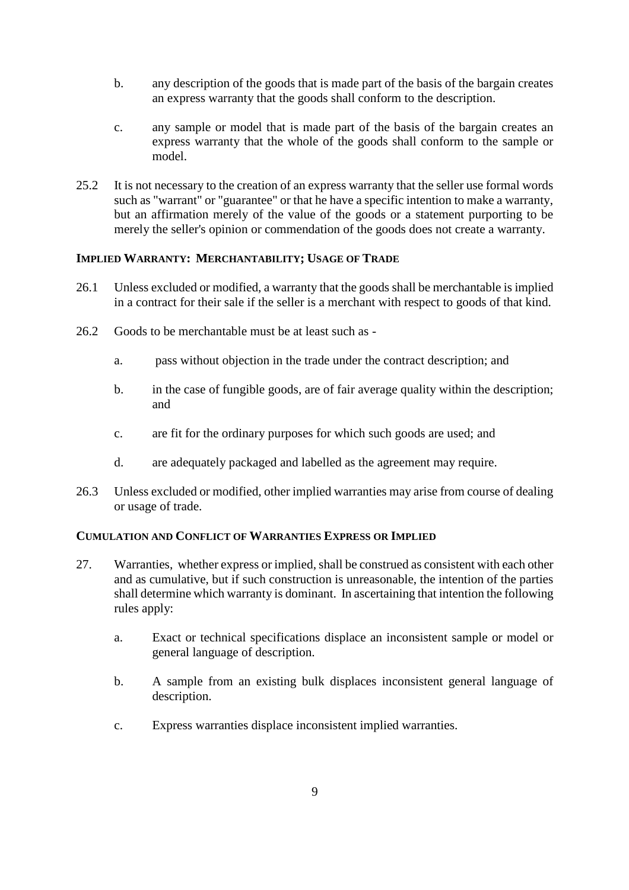b. any description of the goods that is made part of the basis of the bargain creates an express warranty that the goods shall conform to the description.

c. any sample or model that is made part of the basis of the bargain creates an express warranty that the whole of the goods shall conform to the sample or model.

25.2 It is not necessary to the creation of an express warranty that the seller use formal words such as "warrant" or "guarantee" or that he have a specific intention to make a warranty, but an affirmation merely of the value of the goods or a statement purporting to be merely the seller's opinion or commendation of the goods does not create a warranty.

### IMPLIED WARRANTY: MERCHANTABILITY; USAGE OF TRADE

26.1 Unless excluded or modified, a warranty that the goods shall be merchantable is implied in a contract for their sale if the seller is a merchant with respect to goods of that kind.

26.2 Goods to be merchantable must be at least such as -

a. pass without objection in the trade under the contract description; and

b. in the case of fungible goods, are of fair average quality within the description; and

c. are fit for the ordinary purposes for which such goods are used; and

d. are adequately packaged and labelled as the agreement may require.

26.3 Unless excluded or modified, other implied warranties may arise from course of dealing or usage of trade.

### CUMULATION AND CONFLICT OF WARRANTIES EXPRESS OR IMPLIED

27. Warranties, whether express or implied, shall be construed as consistent with each other and as cumulative, but if such construction is unreasonable, the intention of the parties shall determine which warranty is dominant. In ascertaining that intention the following rules apply:

a. Exact or technical specifications displace an inconsistent sample or model or general language of description.

b. A sample from an existing bulk displaces inconsistent general language of description.

c. Express warranties displace inconsistent implied warranties.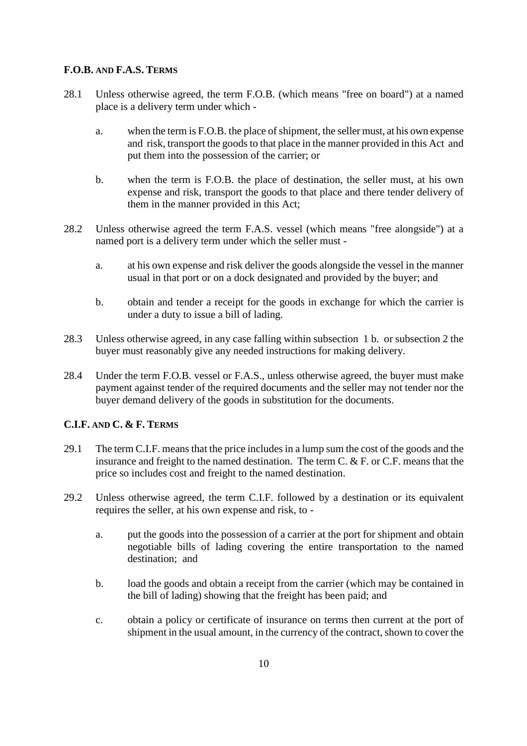### F.O.B. AND F.A.S. TERMS

28.1 Unless otherwise agreed, the term F.O.B. (which means "free on board") at a named place is a delivery term under which -

  a. when the term is F.O.B. the place of shipment, the seller must, at his own expense and risk, transport the goods to that place in the manner provided in this Act and put them into the possession of the carrier; or

  b. when the term is F.O.B. the place of destination, the seller must, at his own expense and risk, transport the goods to that place and there tender delivery of them in the manner provided in this Act;

28.2 Unless otherwise agreed the term F.A.S. vessel (which means "free alongside") at a named port is a delivery term under which the seller must -

  a. at his own expense and risk deliver the goods alongside the vessel in the manner usual in that port or on a dock designated and provided by the buyer; and

  b. obtain and tender a receipt for the goods in exchange for which the carrier is under a duty to issue a bill of lading.

28.3 Unless otherwise agreed, in any case falling within subsection 1 b. or subsection 2 the buyer must reasonably give any needed instructions for making delivery.

28.4 Under the term F.O.B. vessel or F.A.S., unless otherwise agreed, the buyer must make payment against tender of the required documents and the seller may not tender nor the buyer demand delivery of the goods in substitution for the documents.

### C.I.F. AND C. & F. TERMS

29.1 The term C.I.F. means that the price includes in a lump sum the cost of the goods and the insurance and freight to the named destination. The term C. & F. or C.F. means that the price so includes cost and freight to the named destination.

29.2 Unless otherwise agreed, the term C.I.F. followed by a destination or its equivalent requires the seller, at his own expense and risk, to -

  a. put the goods into the possession of a carrier at the port for shipment and obtain negotiable bills of lading covering the entire transportation to the named destination; and

  b. load the goods and obtain a receipt from the carrier (which may be contained in the bill of lading) showing that the freight has been paid; and

  c. obtain a policy or certificate of insurance on terms then current at the port of shipment in the usual amount, in the currency of the contract, shown to cover the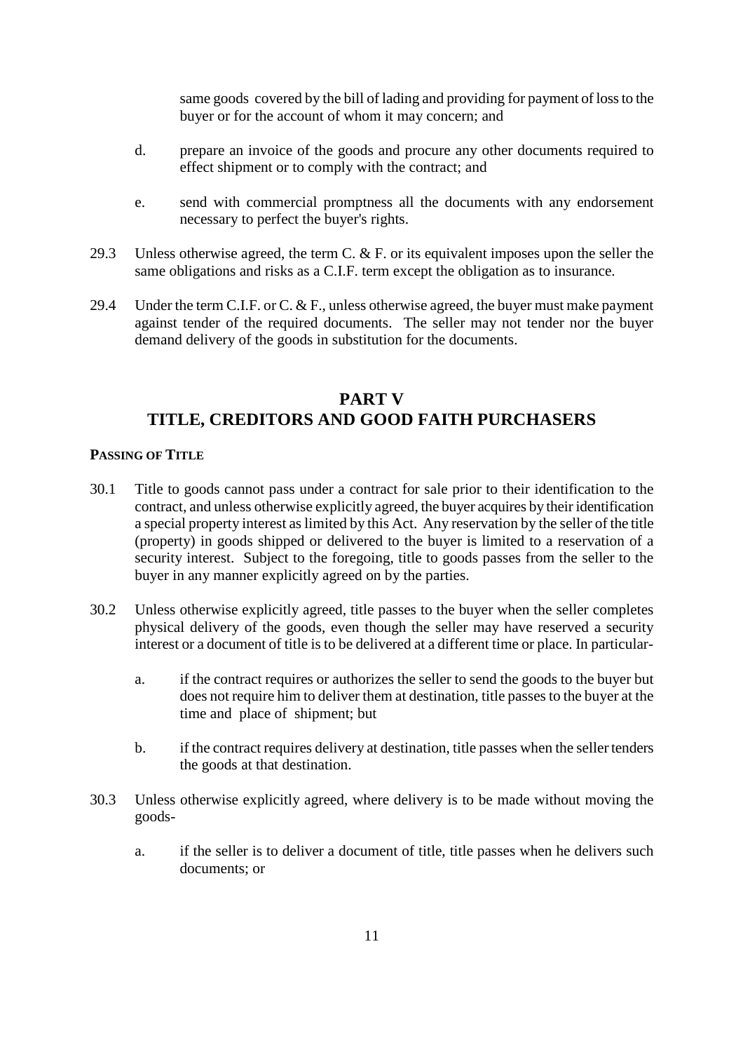same goods covered by the bill of lading and providing for payment of loss to the buyer or for the account of whom it may concern; and

d. prepare an invoice of the goods and procure any other documents required to effect shipment or to comply with the contract; and

e. send with commercial promptness all the documents with any endorsement necessary to perfect the buyer's rights.

29.3 Unless otherwise agreed, the term C. & F. or its equivalent imposes upon the seller the same obligations and risks as a C.I.F. term except the obligation as to insurance.

29.4 Under the term C.I.F. or C. & F., unless otherwise agreed, the buyer must make payment against tender of the required documents. The seller may not tender nor the buyer demand delivery of the goods in substitution for the documents.

## PART V
## TITLE, CREDITORS AND GOOD FAITH PURCHASERS

**PASSING OF TITLE**

30.1 Title to goods cannot pass under a contract for sale prior to their identification to the contract, and unless otherwise explicitly agreed, the buyer acquires by their identification a special property interest as limited by this Act. Any reservation by the seller of the title (property) in goods shipped or delivered to the buyer is limited to a reservation of a security interest. Subject to the foregoing, title to goods passes from the seller to the buyer in any manner explicitly agreed on by the parties.

30.2 Unless otherwise explicitly agreed, title passes to the buyer when the seller completes physical delivery of the goods, even though the seller may have reserved a security interest or a document of title is to be delivered at a different time or place. In particular-

a. if the contract requires or authorizes the seller to send the goods to the buyer but does not require him to deliver them at destination, title passes to the buyer at the time and place of shipment; but

b. if the contract requires delivery at destination, title passes when the seller tenders the goods at that destination.

30.3 Unless otherwise explicitly agreed, where delivery is to be made without moving the goods-

a. if the seller is to deliver a document of title, title passes when he delivers such documents; or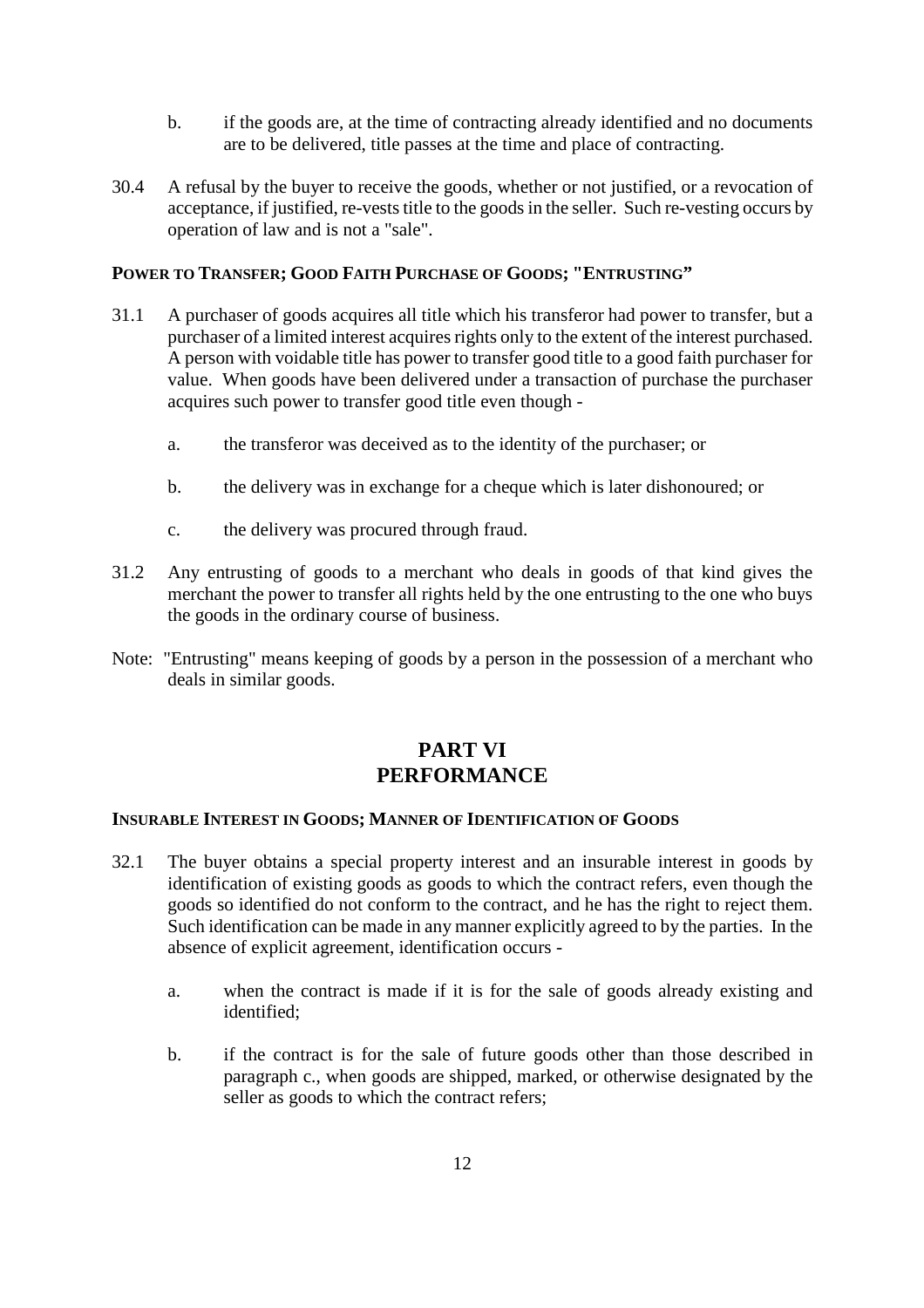b. if the goods are, at the time of contracting already identified and no documents are to be delivered, title passes at the time and place of contracting.

30.4 A refusal by the buyer to receive the goods, whether or not justified, or a revocation of acceptance, if justified, re-vests title to the goods in the seller. Such re-vesting occurs by operation of law and is not a "sale".

**POWER TO TRANSFER; GOOD FAITH PURCHASE OF GOODS; "ENTRUSTING"**

31.1 A purchaser of goods acquires all title which his transferor had power to transfer, but a purchaser of a limited interest acquires rights only to the extent of the interest purchased. A person with voidable title has power to transfer good title to a good faith purchaser for value. When goods have been delivered under a transaction of purchase the purchaser acquires such power to transfer good title even though -

a. the transferor was deceived as to the identity of the purchaser; or

b. the delivery was in exchange for a cheque which is later dishonoured; or

c. the delivery was procured through fraud.

31.2 Any entrusting of goods to a merchant who deals in goods of that kind gives the merchant the power to transfer all rights held by the one entrusting to the one who buys the goods in the ordinary course of business.

Note: "Entrusting" means keeping of goods by a person in the possession of a merchant who deals in similar goods.

# PART VI
# PERFORMANCE

**INSURABLE INTEREST IN GOODS; MANNER OF IDENTIFICATION OF GOODS**

32.1 The buyer obtains a special property interest and an insurable interest in goods by identification of existing goods as goods to which the contract refers, even though the goods so identified do not conform to the contract, and he has the right to reject them. Such identification can be made in any manner explicitly agreed to by the parties. In the absence of explicit agreement, identification occurs -

a. when the contract is made if it is for the sale of goods already existing and identified;

b. if the contract is for the sale of future goods other than those described in paragraph c., when goods are shipped, marked, or otherwise designated by the seller as goods to which the contract refers;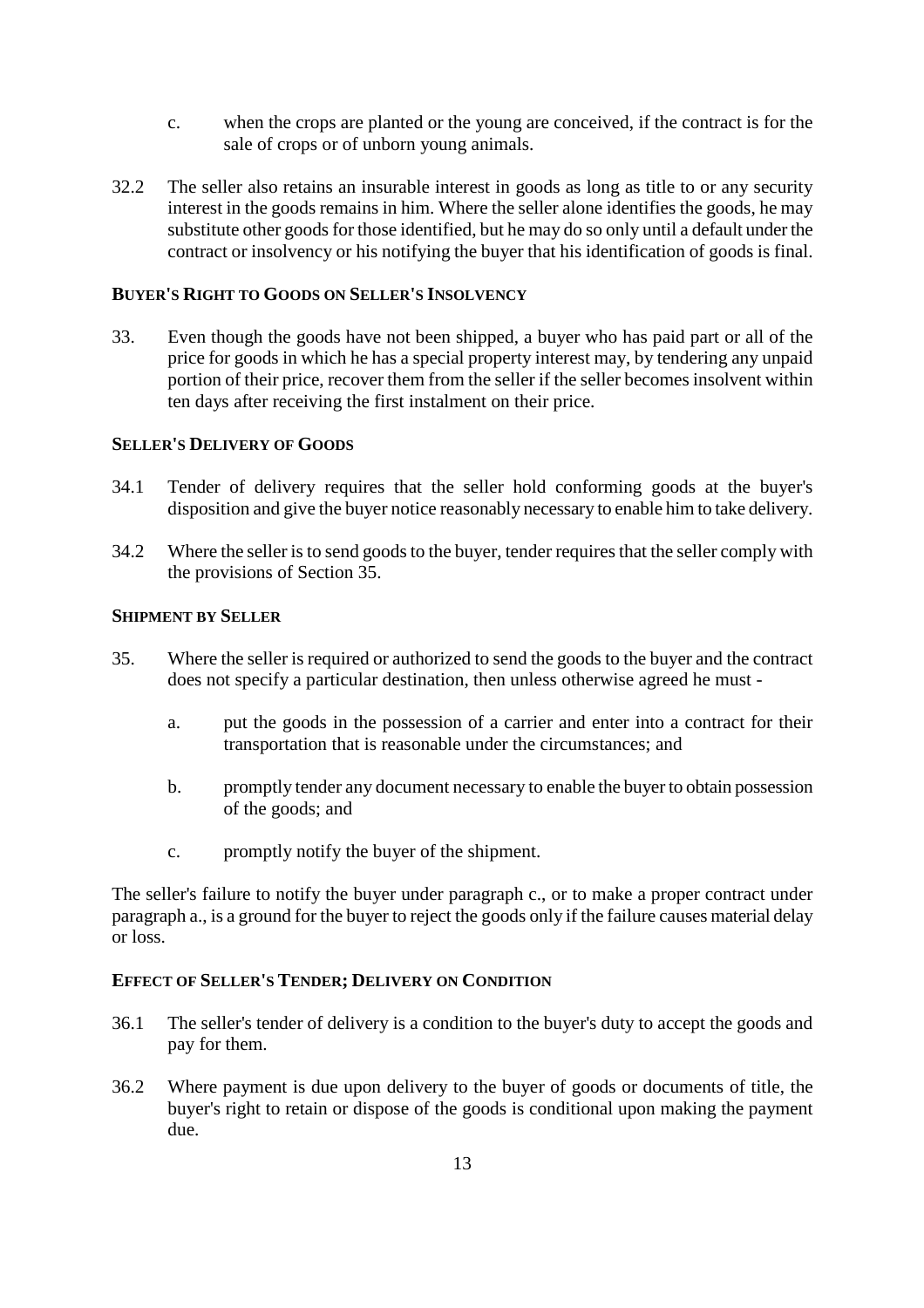c. when the crops are planted or the young are conceived, if the contract is for the sale of crops or of unborn young animals.

32.2 The seller also retains an insurable interest in goods as long as title to or any security interest in the goods remains in him. Where the seller alone identifies the goods, he may substitute other goods for those identified, but he may do so only until a default under the contract or insolvency or his notifying the buyer that his identification of goods is final.

### BUYER'S RIGHT TO GOODS ON SELLER'S INSOLVENCY

33. Even though the goods have not been shipped, a buyer who has paid part or all of the price for goods in which he has a special property interest may, by tendering any unpaid portion of their price, recover them from the seller if the seller becomes insolvent within ten days after receiving the first instalment on their price.

### SELLER'S DELIVERY OF GOODS

34.1 Tender of delivery requires that the seller hold conforming goods at the buyer's disposition and give the buyer notice reasonably necessary to enable him to take delivery.

34.2 Where the seller is to send goods to the buyer, tender requires that the seller comply with the provisions of Section 35.

### SHIPMENT BY SELLER

35. Where the seller is required or authorized to send the goods to the buyer and the contract does not specify a particular destination, then unless otherwise agreed he must -

   a. put the goods in the possession of a carrier and enter into a contract for their transportation that is reasonable under the circumstances; and

   b. promptly tender any document necessary to enable the buyer to obtain possession of the goods; and

   c. promptly notify the buyer of the shipment.

The seller's failure to notify the buyer under paragraph c., or to make a proper contract under paragraph a., is a ground for the buyer to reject the goods only if the failure causes material delay or loss.

### EFFECT OF SELLER'S TENDER; DELIVERY ON CONDITION

36.1 The seller's tender of delivery is a condition to the buyer's duty to accept the goods and pay for them.

36.2 Where payment is due upon delivery to the buyer of goods or documents of title, the buyer's right to retain or dispose of the goods is conditional upon making the payment due.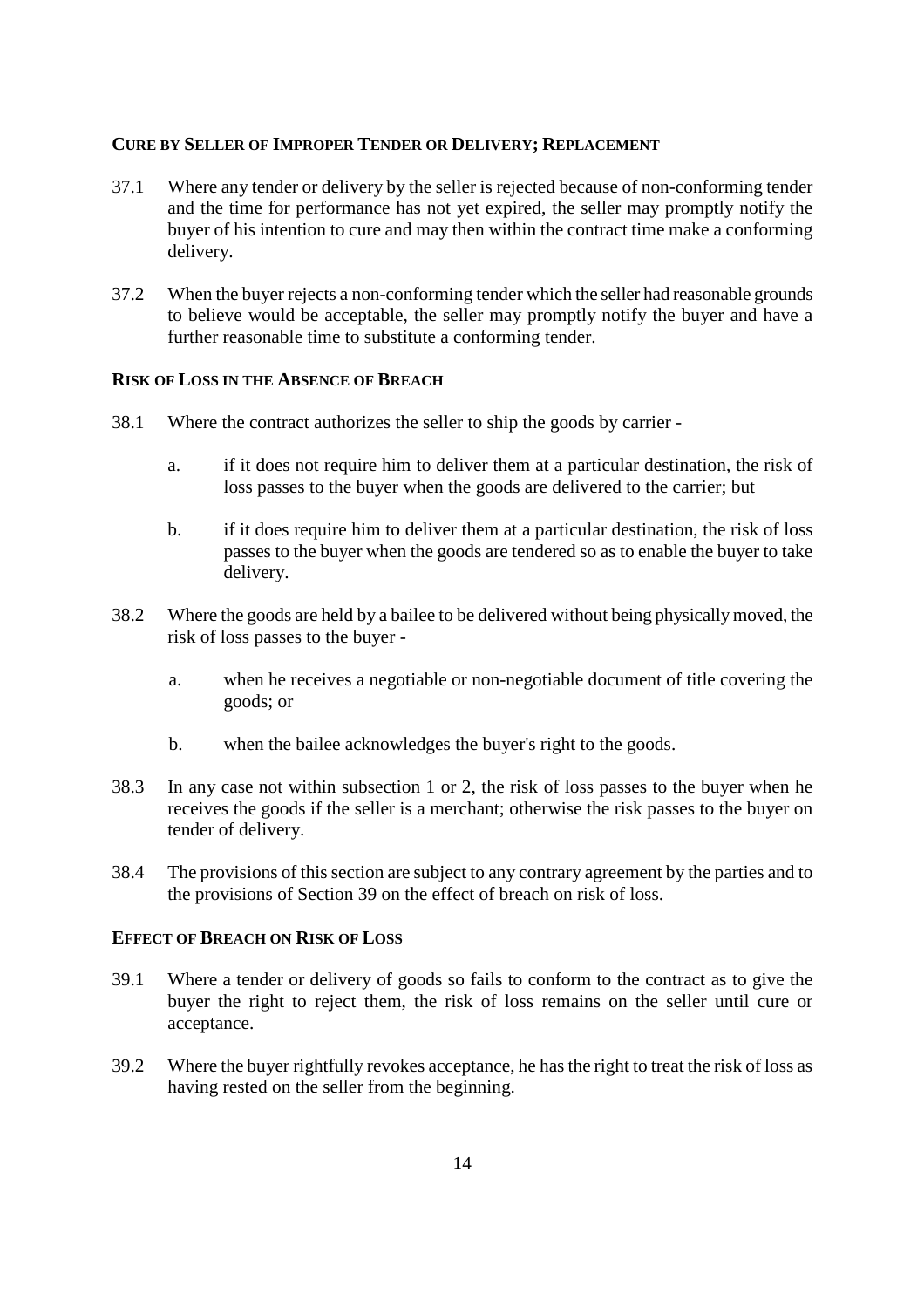**CURE BY SELLER OF IMPROPER TENDER OR DELIVERY; REPLACEMENT**

37.1 Where any tender or delivery by the seller is rejected because of non-conforming tender and the time for performance has not yet expired, the seller may promptly notify the buyer of his intention to cure and may then within the contract time make a conforming delivery.

37.2 When the buyer rejects a non-conforming tender which the seller had reasonable grounds to believe would be acceptable, the seller may promptly notify the buyer and have a further reasonable time to substitute a conforming tender.

**RISK OF LOSS IN THE ABSENCE OF BREACH**

38.1 Where the contract authorizes the seller to ship the goods by carrier -

a. if it does not require him to deliver them at a particular destination, the risk of loss passes to the buyer when the goods are delivered to the carrier; but

b. if it does require him to deliver them at a particular destination, the risk of loss passes to the buyer when the goods are tendered so as to enable the buyer to take delivery.

38.2 Where the goods are held by a bailee to be delivered without being physically moved, the risk of loss passes to the buyer -

a. when he receives a negotiable or non-negotiable document of title covering the goods; or

b. when the bailee acknowledges the buyer's right to the goods.

38.3 In any case not within subsection 1 or 2, the risk of loss passes to the buyer when he receives the goods if the seller is a merchant; otherwise the risk passes to the buyer on tender of delivery.

38.4 The provisions of this section are subject to any contrary agreement by the parties and to the provisions of Section 39 on the effect of breach on risk of loss.

**EFFECT OF BREACH ON RISK OF LOSS**

39.1 Where a tender or delivery of goods so fails to conform to the contract as to give the buyer the right to reject them, the risk of loss remains on the seller until cure or acceptance.

39.2 Where the buyer rightfully revokes acceptance, he has the right to treat the risk of loss as having rested on the seller from the beginning.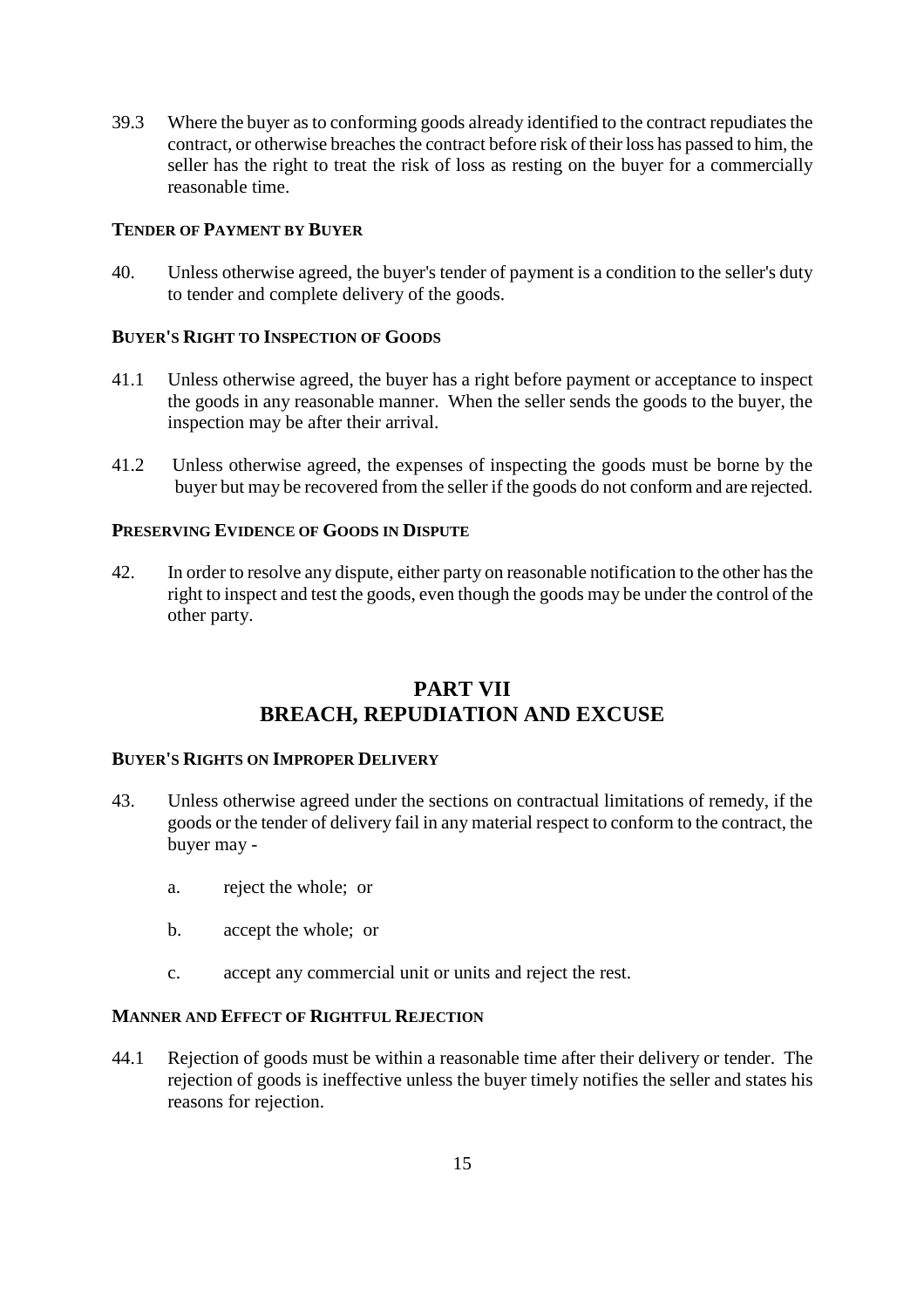39.3 Where the buyer as to conforming goods already identified to the contract repudiates the contract, or otherwise breaches the contract before risk of their loss has passed to him, the seller has the right to treat the risk of loss as resting on the buyer for a commercially reasonable time.

**TENDER OF PAYMENT BY BUYER**

40. Unless otherwise agreed, the buyer's tender of payment is a condition to the seller's duty to tender and complete delivery of the goods.

**BUYER'S RIGHT TO INSPECTION OF GOODS**

41.1 Unless otherwise agreed, the buyer has a right before payment or acceptance to inspect the goods in any reasonable manner. When the seller sends the goods to the buyer, the inspection may be after their arrival.

41.2 Unless otherwise agreed, the expenses of inspecting the goods must be borne by the buyer but may be recovered from the seller if the goods do not conform and are rejected.

**PRESERVING EVIDENCE OF GOODS IN DISPUTE**

42. In order to resolve any dispute, either party on reasonable notification to the other has the right to inspect and test the goods, even though the goods may be under the control of the other party.

## PART VII
## BREACH, REPUDIATION AND EXCUSE

**BUYER'S RIGHTS ON IMPROPER DELIVERY**

43. Unless otherwise agreed under the sections on contractual limitations of remedy, if the goods or the tender of delivery fail in any material respect to conform to the contract, the buyer may -

   a. reject the whole; or

   b. accept the whole; or

   c. accept any commercial unit or units and reject the rest.

**MANNER AND EFFECT OF RIGHTFUL REJECTION**

44.1 Rejection of goods must be within a reasonable time after their delivery or tender. The rejection of goods is ineffective unless the buyer timely notifies the seller and states his reasons for rejection.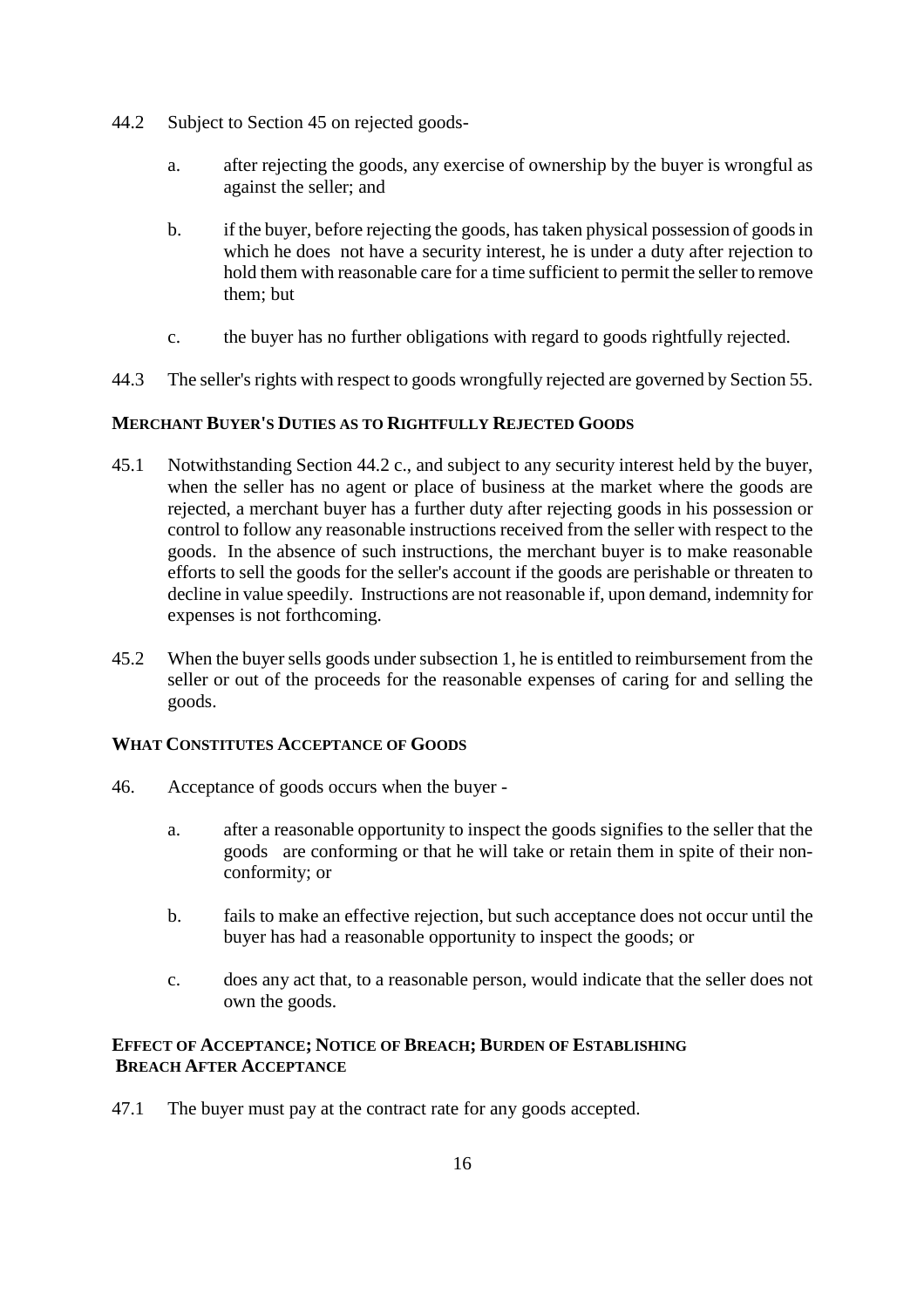44.2 Subject to Section 45 on rejected goods-

a. after rejecting the goods, any exercise of ownership by the buyer is wrongful as against the seller; and

b. if the buyer, before rejecting the goods, has taken physical possession of goods in which he does not have a security interest, he is under a duty after rejection to hold them with reasonable care for a time sufficient to permit the seller to remove them; but

c. the buyer has no further obligations with regard to goods rightfully rejected.

44.3 The seller's rights with respect to goods wrongfully rejected are governed by Section 55.

**MERCHANT BUYER'S DUTIES AS TO RIGHTFULLY REJECTED GOODS**

45.1 Notwithstanding Section 44.2 c., and subject to any security interest held by the buyer, when the seller has no agent or place of business at the market where the goods are rejected, a merchant buyer has a further duty after rejecting goods in his possession or control to follow any reasonable instructions received from the seller with respect to the goods. In the absence of such instructions, the merchant buyer is to make reasonable efforts to sell the goods for the seller's account if the goods are perishable or threaten to decline in value speedily. Instructions are not reasonable if, upon demand, indemnity for expenses is not forthcoming.

45.2 When the buyer sells goods under subsection 1, he is entitled to reimbursement from the seller or out of the proceeds for the reasonable expenses of caring for and selling the goods.

**WHAT CONSTITUTES ACCEPTANCE OF GOODS**

46. Acceptance of goods occurs when the buyer -

a. after a reasonable opportunity to inspect the goods signifies to the seller that the goods are conforming or that he will take or retain them in spite of their non-conformity; or

b. fails to make an effective rejection, but such acceptance does not occur until the buyer has had a reasonable opportunity to inspect the goods; or

c. does any act that, to a reasonable person, would indicate that the seller does not own the goods.

**EFFECT OF ACCEPTANCE; NOTICE OF BREACH; BURDEN OF ESTABLISHING BREACH AFTER ACCEPTANCE**

47.1 The buyer must pay at the contract rate for any goods accepted.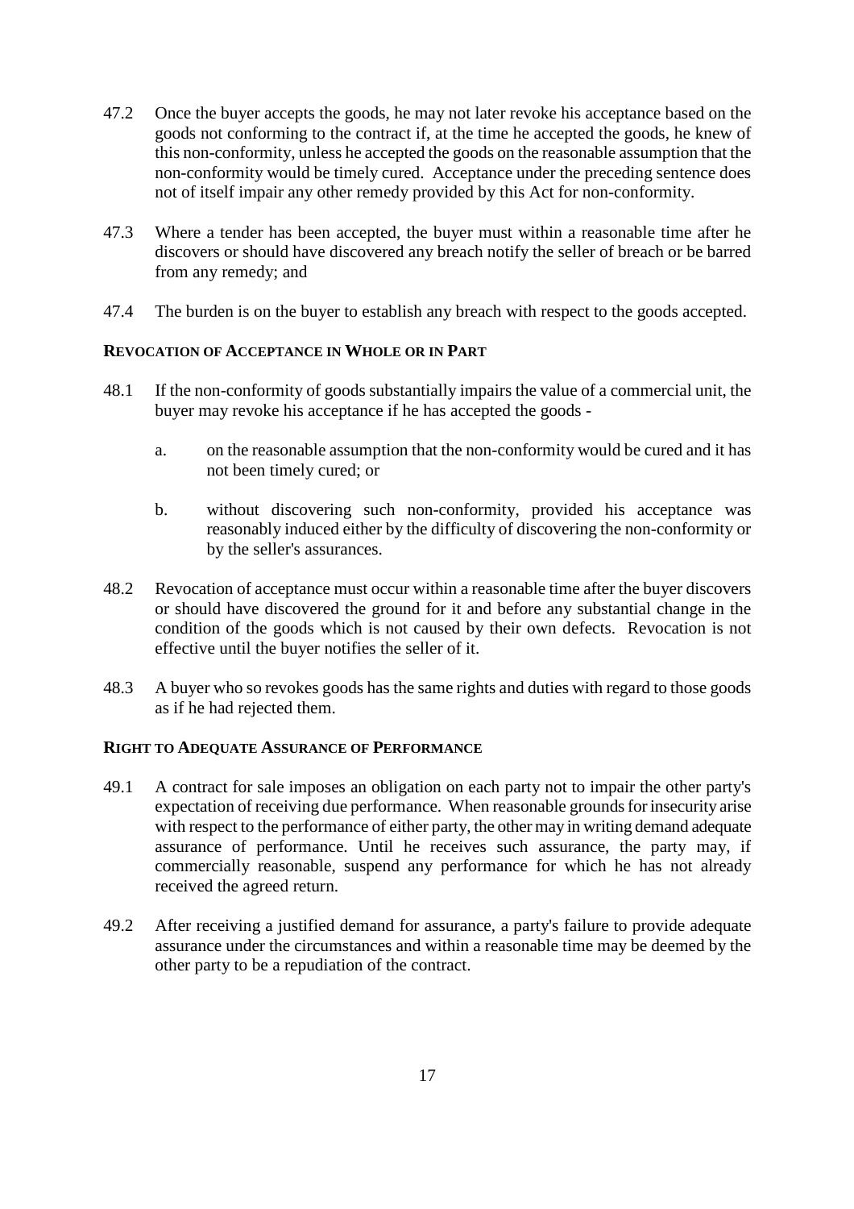47.2 Once the buyer accepts the goods, he may not later revoke his acceptance based on the goods not conforming to the contract if, at the time he accepted the goods, he knew of this non-conformity, unless he accepted the goods on the reasonable assumption that the non-conformity would be timely cured. Acceptance under the preceding sentence does not of itself impair any other remedy provided by this Act for non-conformity.

47.3 Where a tender has been accepted, the buyer must within a reasonable time after he discovers or should have discovered any breach notify the seller of breach or be barred from any remedy; and

47.4 The burden is on the buyer to establish any breach with respect to the goods accepted.

**REVOCATION OF ACCEPTANCE IN WHOLE OR IN PART**

48.1 If the non-conformity of goods substantially impairs the value of a commercial unit, the buyer may revoke his acceptance if he has accepted the goods -

a. on the reasonable assumption that the non-conformity would be cured and it has not been timely cured; or

b. without discovering such non-conformity, provided his acceptance was reasonably induced either by the difficulty of discovering the non-conformity or by the seller's assurances.

48.2 Revocation of acceptance must occur within a reasonable time after the buyer discovers or should have discovered the ground for it and before any substantial change in the condition of the goods which is not caused by their own defects. Revocation is not effective until the buyer notifies the seller of it.

48.3 A buyer who so revokes goods has the same rights and duties with regard to those goods as if he had rejected them.

**RIGHT TO ADEQUATE ASSURANCE OF PERFORMANCE**

49.1 A contract for sale imposes an obligation on each party not to impair the other party's expectation of receiving due performance. When reasonable grounds for insecurity arise with respect to the performance of either party, the other may in writing demand adequate assurance of performance. Until he receives such assurance, the party may, if commercially reasonable, suspend any performance for which he has not already received the agreed return.

49.2 After receiving a justified demand for assurance, a party's failure to provide adequate assurance under the circumstances and within a reasonable time may be deemed by the other party to be a repudiation of the contract.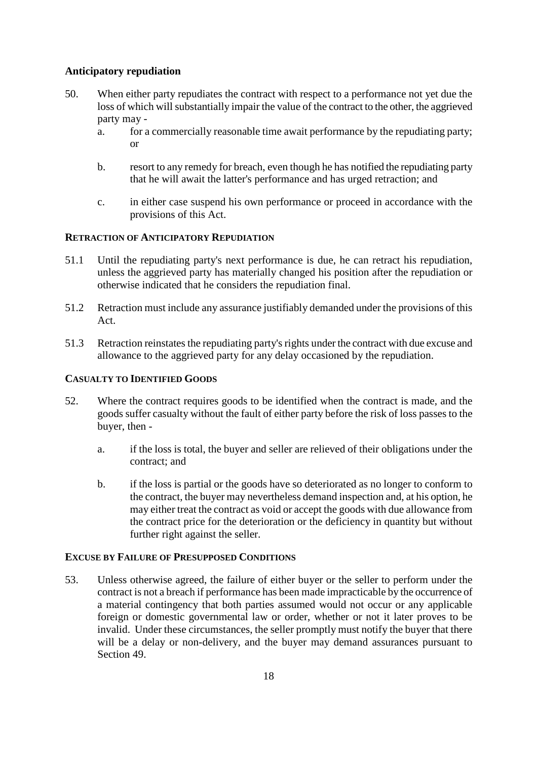### Anticipatory repudiation

50. When either party repudiates the contract with respect to a performance not yet due the loss of which will substantially impair the value of the contract to the other, the aggrieved party may -

    a. for a commercially reasonable time await performance by the repudiating party; or

    b. resort to any remedy for breach, even though he has notified the repudiating party that he will await the latter's performance and has urged retraction; and

    c. in either case suspend his own performance or proceed in accordance with the provisions of this Act.

### RETRACTION OF ANTICIPATORY REPUDIATION

51.1 Until the repudiating party's next performance is due, he can retract his repudiation, unless the aggrieved party has materially changed his position after the repudiation or otherwise indicated that he considers the repudiation final.

51.2 Retraction must include any assurance justifiably demanded under the provisions of this Act.

51.3 Retraction reinstates the repudiating party's rights under the contract with due excuse and allowance to the aggrieved party for any delay occasioned by the repudiation.

### CASUALTY TO IDENTIFIED GOODS

52. Where the contract requires goods to be identified when the contract is made, and the goods suffer casualty without the fault of either party before the risk of loss passes to the buyer, then -

    a. if the loss is total, the buyer and seller are relieved of their obligations under the contract; and

    b. if the loss is partial or the goods have so deteriorated as no longer to conform to the contract, the buyer may nevertheless demand inspection and, at his option, he may either treat the contract as void or accept the goods with due allowance from the contract price for the deterioration or the deficiency in quantity but without further right against the seller.

### EXCUSE BY FAILURE OF PRESUPPOSED CONDITIONS

53. Unless otherwise agreed, the failure of either buyer or the seller to perform under the contract is not a breach if performance has been made impracticable by the occurrence of a material contingency that both parties assumed would not occur or any applicable foreign or domestic governmental law or order, whether or not it later proves to be invalid. Under these circumstances, the seller promptly must notify the buyer that there will be a delay or non-delivery, and the buyer may demand assurances pursuant to Section 49.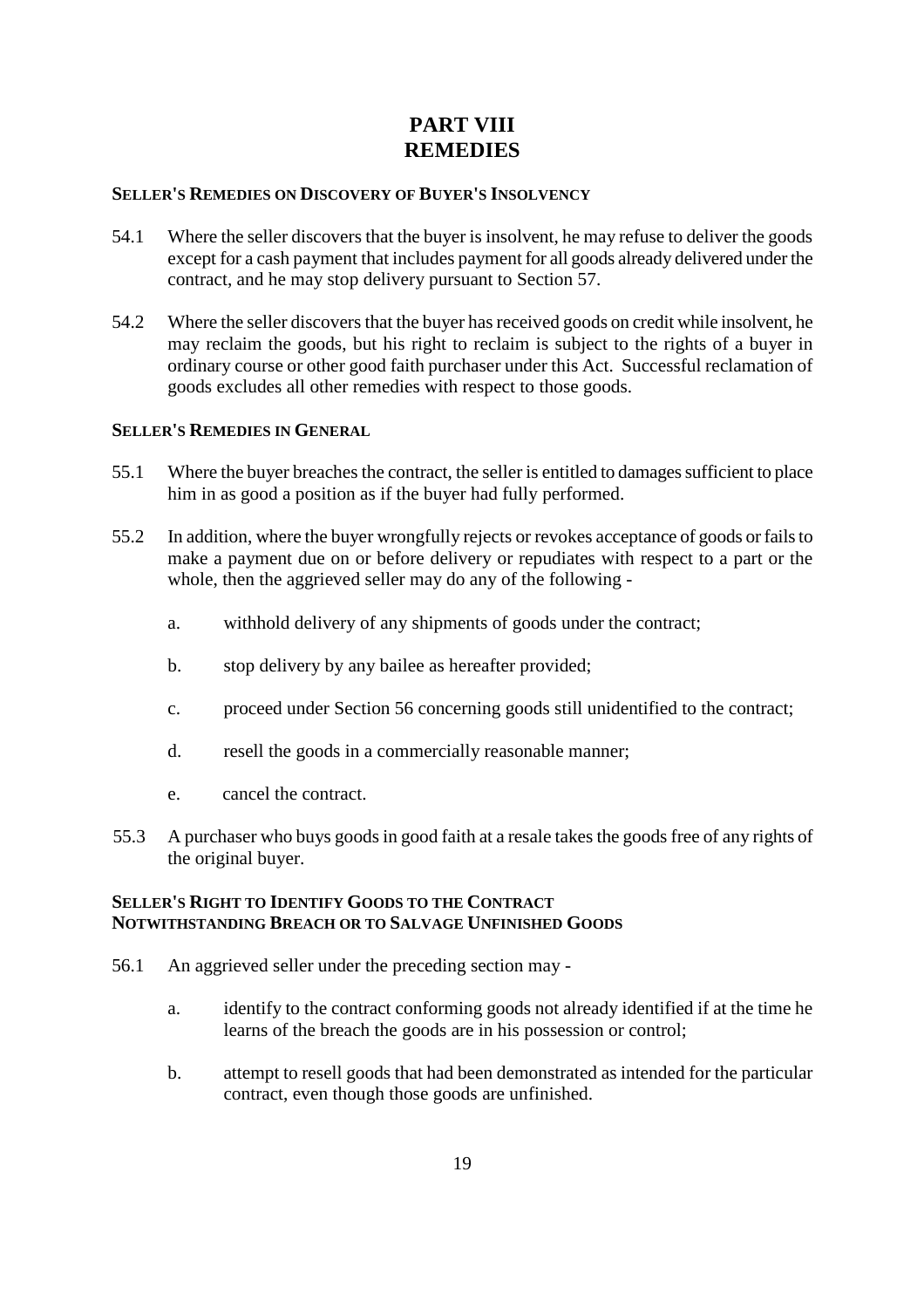# PART VIII
# REMEDIES

#### SELLER'S REMEDIES ON DISCOVERY OF BUYER'S INSOLVENCY

54.1 Where the seller discovers that the buyer is insolvent, he may refuse to deliver the goods except for a cash payment that includes payment for all goods already delivered under the contract, and he may stop delivery pursuant to Section 57.

54.2 Where the seller discovers that the buyer has received goods on credit while insolvent, he may reclaim the goods, but his right to reclaim is subject to the rights of a buyer in ordinary course or other good faith purchaser under this Act. Successful reclamation of goods excludes all other remedies with respect to those goods.

#### SELLER'S REMEDIES IN GENERAL

55.1 Where the buyer breaches the contract, the seller is entitled to damages sufficient to place him in as good a position as if the buyer had fully performed.

55.2 In addition, where the buyer wrongfully rejects or revokes acceptance of goods or fails to make a payment due on or before delivery or repudiates with respect to a part or the whole, then the aggrieved seller may do any of the following -

a. withhold delivery of any shipments of goods under the contract;

b. stop delivery by any bailee as hereafter provided;

c. proceed under Section 56 concerning goods still unidentified to the contract;

d. resell the goods in a commercially reasonable manner;

e. cancel the contract.

55.3 A purchaser who buys goods in good faith at a resale takes the goods free of any rights of the original buyer.

#### SELLER'S RIGHT TO IDENTIFY GOODS TO THE CONTRACT NOTWITHSTANDING BREACH OR TO SALVAGE UNFINISHED GOODS

56.1 An aggrieved seller under the preceding section may -

a. identify to the contract conforming goods not already identified if at the time he learns of the breach the goods are in his possession or control;

b. attempt to resell goods that had been demonstrated as intended for the particular contract, even though those goods are unfinished.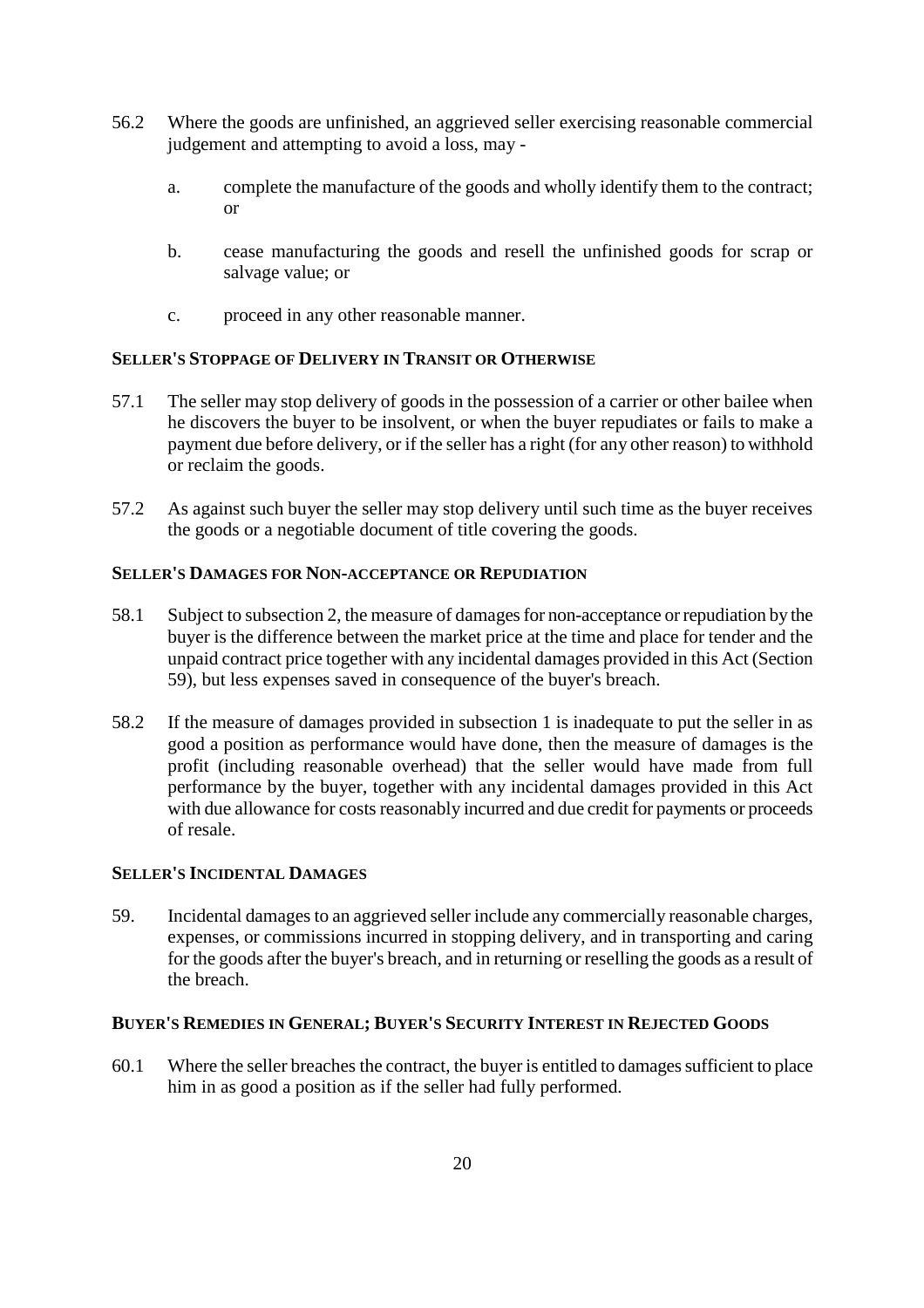56.2 Where the goods are unfinished, an aggrieved seller exercising reasonable commercial judgement and attempting to avoid a loss, may -

a. complete the manufacture of the goods and wholly identify them to the contract; or

b. cease manufacturing the goods and resell the unfinished goods for scrap or salvage value; or

c. proceed in any other reasonable manner.

**SELLER'S STOPPAGE OF DELIVERY IN TRANSIT OR OTHERWISE**

57.1 The seller may stop delivery of goods in the possession of a carrier or other bailee when he discovers the buyer to be insolvent, or when the buyer repudiates or fails to make a payment due before delivery, or if the seller has a right (for any other reason) to withhold or reclaim the goods.

57.2 As against such buyer the seller may stop delivery until such time as the buyer receives the goods or a negotiable document of title covering the goods.

**SELLER'S DAMAGES FOR NON-ACCEPTANCE OR REPUDIATION**

58.1 Subject to subsection 2, the measure of damages for non-acceptance or repudiation by the buyer is the difference between the market price at the time and place for tender and the unpaid contract price together with any incidental damages provided in this Act (Section 59), but less expenses saved in consequence of the buyer's breach.

58.2 If the measure of damages provided in subsection 1 is inadequate to put the seller in as good a position as performance would have done, then the measure of damages is the profit (including reasonable overhead) that the seller would have made from full performance by the buyer, together with any incidental damages provided in this Act with due allowance for costs reasonably incurred and due credit for payments or proceeds of resale.

**SELLER'S INCIDENTAL DAMAGES**

59. Incidental damages to an aggrieved seller include any commercially reasonable charges, expenses, or commissions incurred in stopping delivery, and in transporting and caring for the goods after the buyer's breach, and in returning or reselling the goods as a result of the breach.

**BUYER'S REMEDIES IN GENERAL; BUYER'S SECURITY INTEREST IN REJECTED GOODS**

60.1 Where the seller breaches the contract, the buyer is entitled to damages sufficient to place him in as good a position as if the seller had fully performed.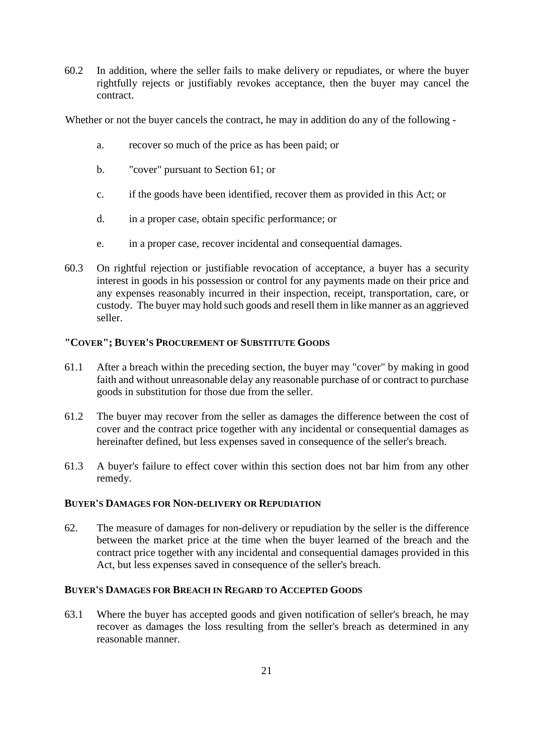60.2 In addition, where the seller fails to make delivery or repudiates, or where the buyer rightfully rejects or justifiably revokes acceptance, then the buyer may cancel the contract.

Whether or not the buyer cancels the contract, he may in addition do any of the following -

a. recover so much of the price as has been paid; or

b. "cover" pursuant to Section 61; or

c. if the goods have been identified, recover them as provided in this Act; or

d. in a proper case, obtain specific performance; or

e. in a proper case, recover incidental and consequential damages.

60.3 On rightful rejection or justifiable revocation of acceptance, a buyer has a security interest in goods in his possession or control for any payments made on their price and any expenses reasonably incurred in their inspection, receipt, transportation, care, or custody. The buyer may hold such goods and resell them in like manner as an aggrieved seller.

### "COVER"; BUYER'S PROCUREMENT OF SUBSTITUTE GOODS

61.1 After a breach within the preceding section, the buyer may "cover" by making in good faith and without unreasonable delay any reasonable purchase of or contract to purchase goods in substitution for those due from the seller.

61.2 The buyer may recover from the seller as damages the difference between the cost of cover and the contract price together with any incidental or consequential damages as hereinafter defined, but less expenses saved in consequence of the seller's breach.

61.3 A buyer's failure to effect cover within this section does not bar him from any other remedy.

### BUYER'S DAMAGES FOR NON-DELIVERY OR REPUDIATION

62. The measure of damages for non-delivery or repudiation by the seller is the difference between the market price at the time when the buyer learned of the breach and the contract price together with any incidental and consequential damages provided in this Act, but less expenses saved in consequence of the seller's breach.

### BUYER'S DAMAGES FOR BREACH IN REGARD TO ACCEPTED GOODS

63.1 Where the buyer has accepted goods and given notification of seller's breach, he may recover as damages the loss resulting from the seller's breach as determined in any reasonable manner.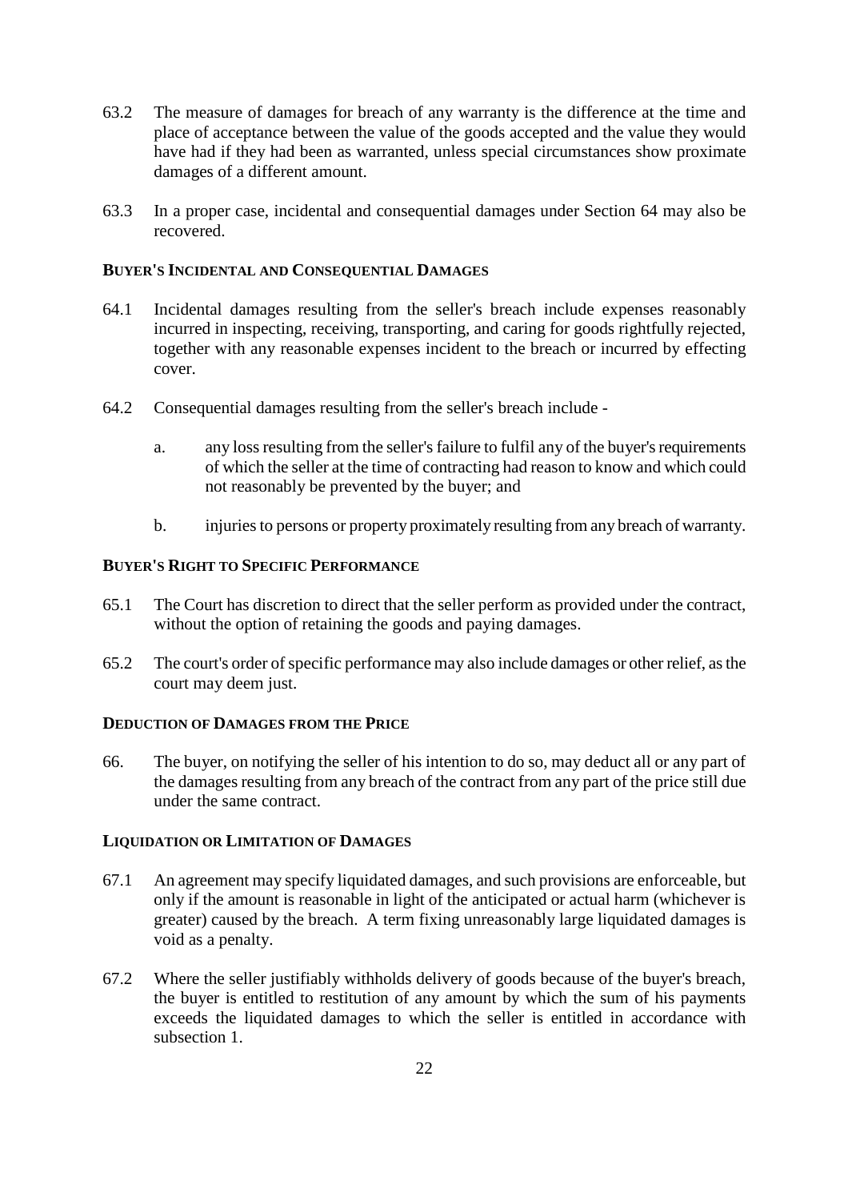63.2 The measure of damages for breach of any warranty is the difference at the time and place of acceptance between the value of the goods accepted and the value they would have had if they had been as warranted, unless special circumstances show proximate damages of a different amount.

63.3 In a proper case, incidental and consequential damages under Section 64 may also be recovered.

**BUYER'S INCIDENTAL AND CONSEQUENTIAL DAMAGES**

64.1 Incidental damages resulting from the seller's breach include expenses reasonably incurred in inspecting, receiving, transporting, and caring for goods rightfully rejected, together with any reasonable expenses incident to the breach or incurred by effecting cover.

64.2 Consequential damages resulting from the seller's breach include -

a. any loss resulting from the seller's failure to fulfil any of the buyer's requirements of which the seller at the time of contracting had reason to know and which could not reasonably be prevented by the buyer; and

b. injuries to persons or property proximately resulting from any breach of warranty.

**BUYER'S RIGHT TO SPECIFIC PERFORMANCE**

65.1 The Court has discretion to direct that the seller perform as provided under the contract, without the option of retaining the goods and paying damages.

65.2 The court's order of specific performance may also include damages or other relief, as the court may deem just.

**DEDUCTION OF DAMAGES FROM THE PRICE**

66. The buyer, on notifying the seller of his intention to do so, may deduct all or any part of the damages resulting from any breach of the contract from any part of the price still due under the same contract.

**LIQUIDATION OR LIMITATION OF DAMAGES**

67.1 An agreement may specify liquidated damages, and such provisions are enforceable, but only if the amount is reasonable in light of the anticipated or actual harm (whichever is greater) caused by the breach. A term fixing unreasonably large liquidated damages is void as a penalty.

67.2 Where the seller justifiably withholds delivery of goods because of the buyer's breach, the buyer is entitled to restitution of any amount by which the sum of his payments exceeds the liquidated damages to which the seller is entitled in accordance with subsection 1.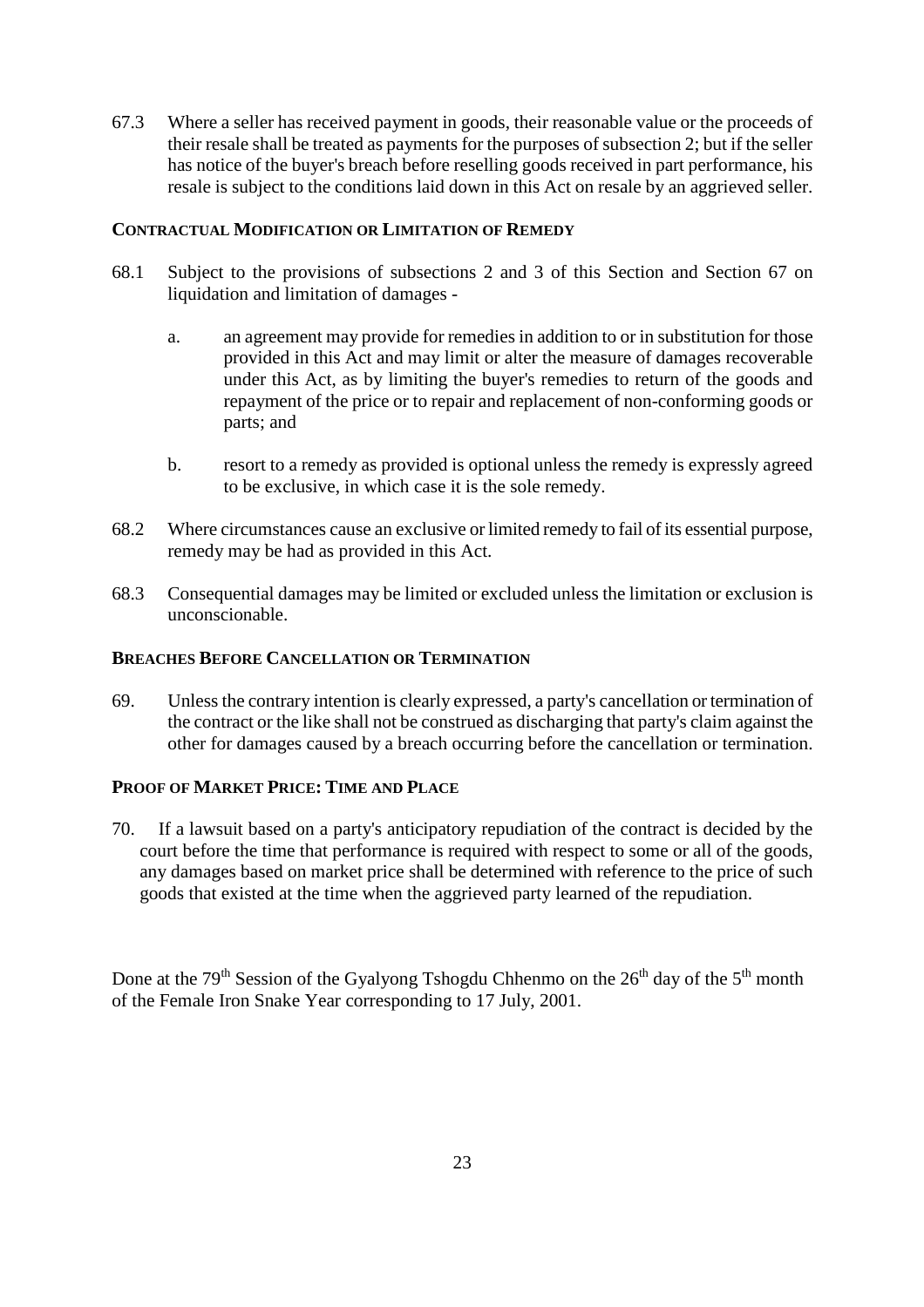67.3 Where a seller has received payment in goods, their reasonable value or the proceeds of their resale shall be treated as payments for the purposes of subsection 2; but if the seller has notice of the buyer's breach before reselling goods received in part performance, his resale is subject to the conditions laid down in this Act on resale by an aggrieved seller.

**CONTRACTUAL MODIFICATION OR LIMITATION OF REMEDY**

68.1 Subject to the provisions of subsections 2 and 3 of this Section and Section 67 on liquidation and limitation of damages -

a. an agreement may provide for remedies in addition to or in substitution for those provided in this Act and may limit or alter the measure of damages recoverable under this Act, as by limiting the buyer's remedies to return of the goods and repayment of the price or to repair and replacement of non-conforming goods or parts; and

b. resort to a remedy as provided is optional unless the remedy is expressly agreed to be exclusive, in which case it is the sole remedy.

68.2 Where circumstances cause an exclusive or limited remedy to fail of its essential purpose, remedy may be had as provided in this Act.

68.3 Consequential damages may be limited or excluded unless the limitation or exclusion is unconscionable.

**BREACHES BEFORE CANCELLATION OR TERMINATION**

69. Unless the contrary intention is clearly expressed, a party's cancellation or termination of the contract or the like shall not be construed as discharging that party's claim against the other for damages caused by a breach occurring before the cancellation or termination.

**PROOF OF MARKET PRICE: TIME AND PLACE**

70. If a lawsuit based on a party's anticipatory repudiation of the contract is decided by the court before the time that performance is required with respect to some or all of the goods, any damages based on market price shall be determined with reference to the price of such goods that existed at the time when the aggrieved party learned of the repudiation.

Done at the 79th Session of the Gyalyong Tshogdu Chhenmo on the 26th day of the 5th month of the Female Iron Snake Year corresponding to 17 July, 2001.